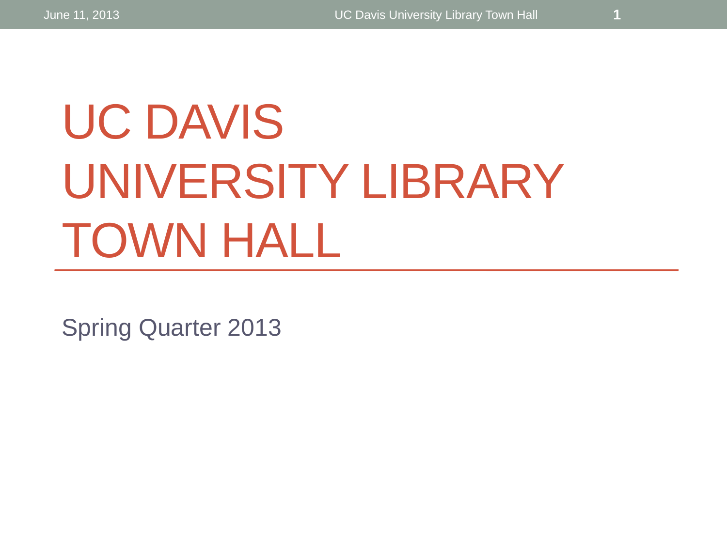# UC DAVIS UNIVERSITY LIBRARY TOWN HALL

Spring Quarter 2013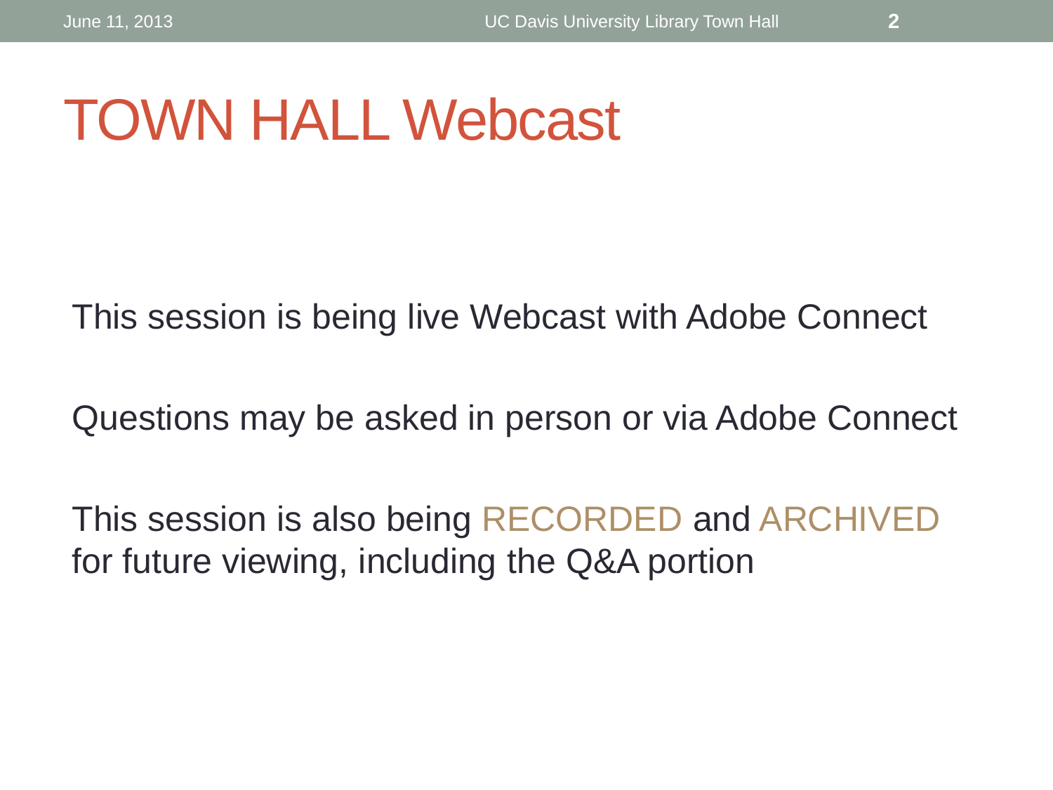# TOWN HALL Webcast

This session is being live Webcast with Adobe Connect

Questions may be asked in person or via Adobe Connect

This session is also being RECORDED and ARCHIVED for future viewing, including the Q&A portion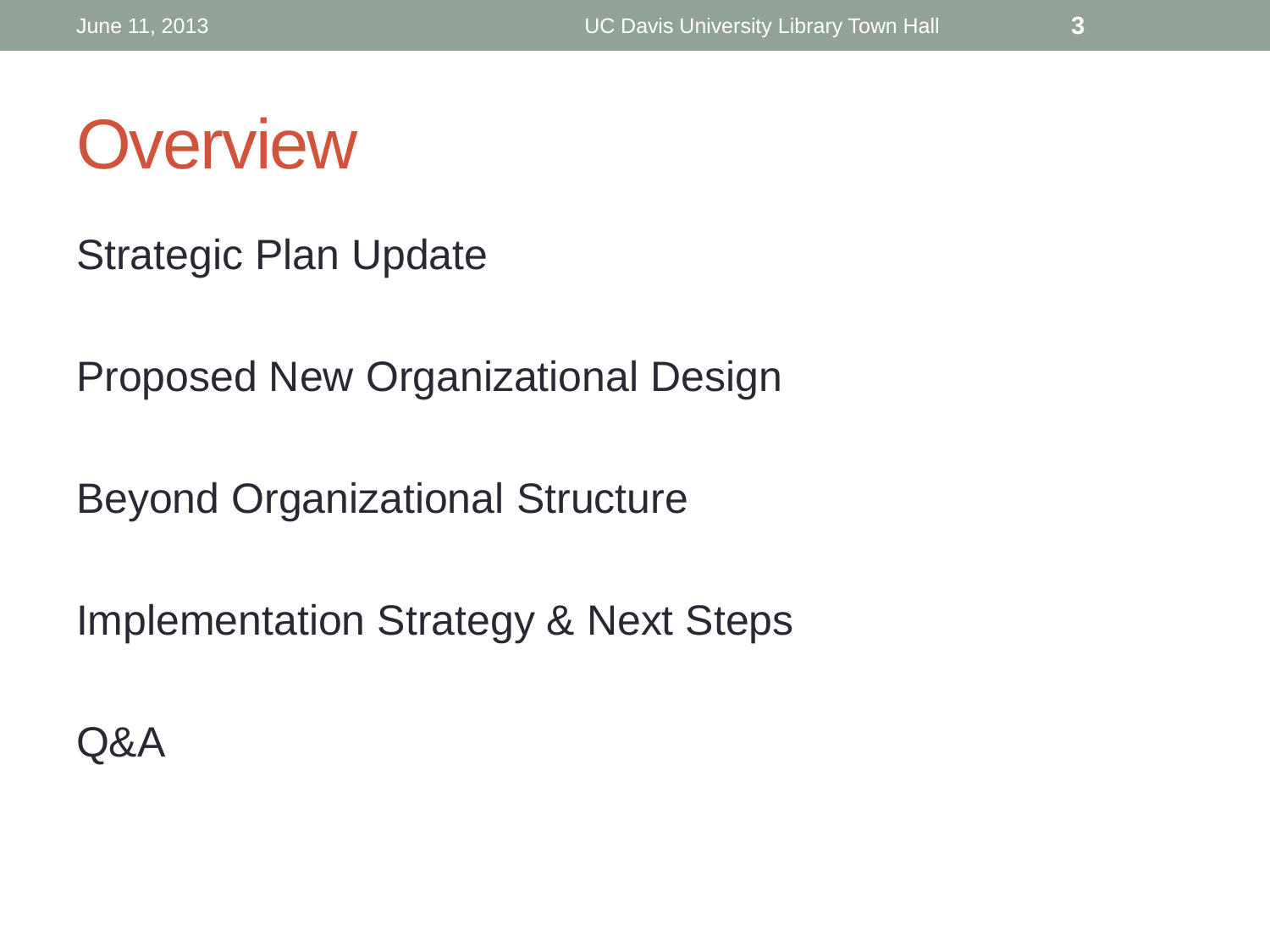# Overview

Strategic Plan Update

Proposed New Organizational Design

Beyond Organizational Structure

Implementation Strategy & Next Steps

Q&A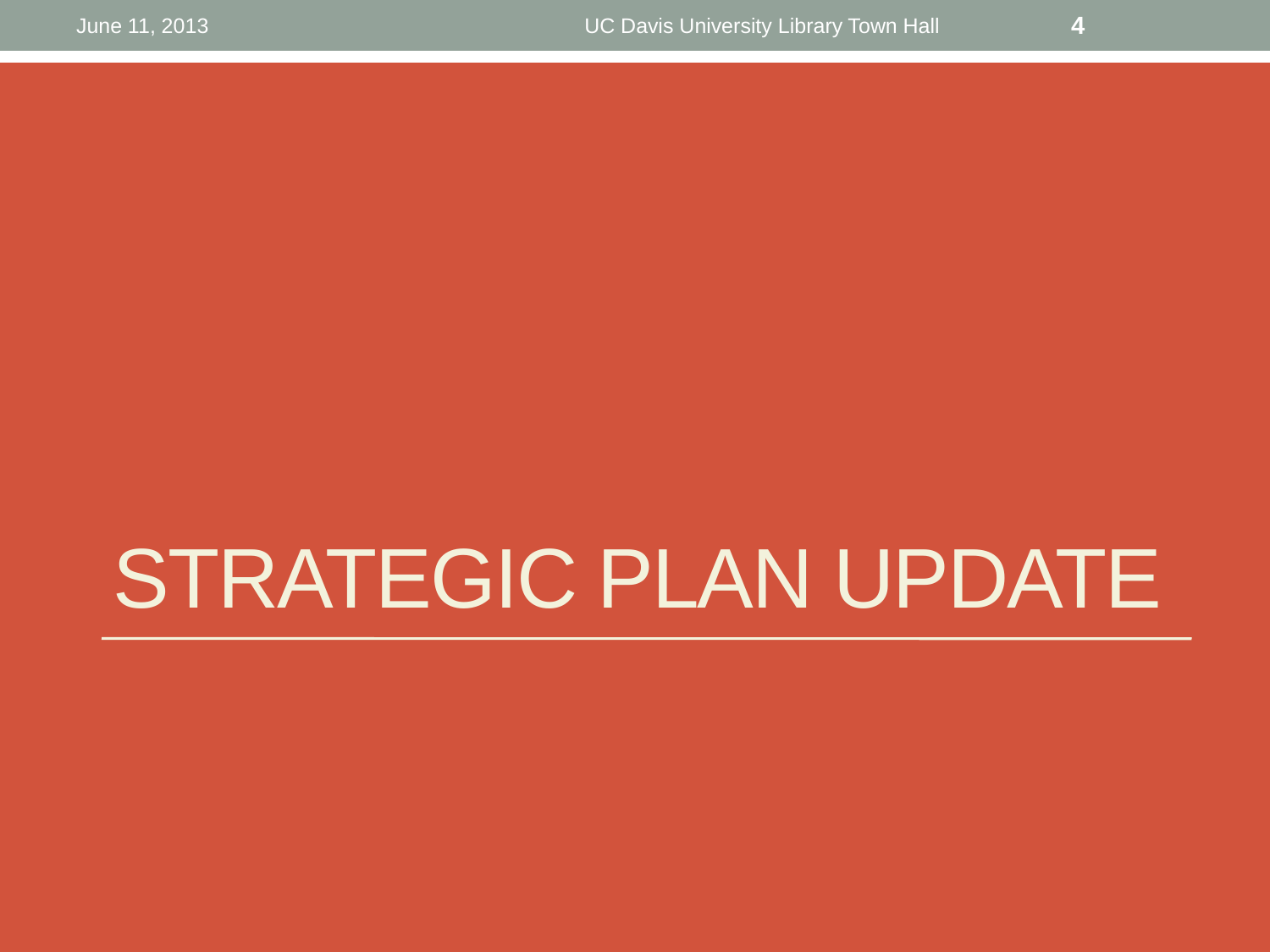# STRATEGIC PLAN UPDATE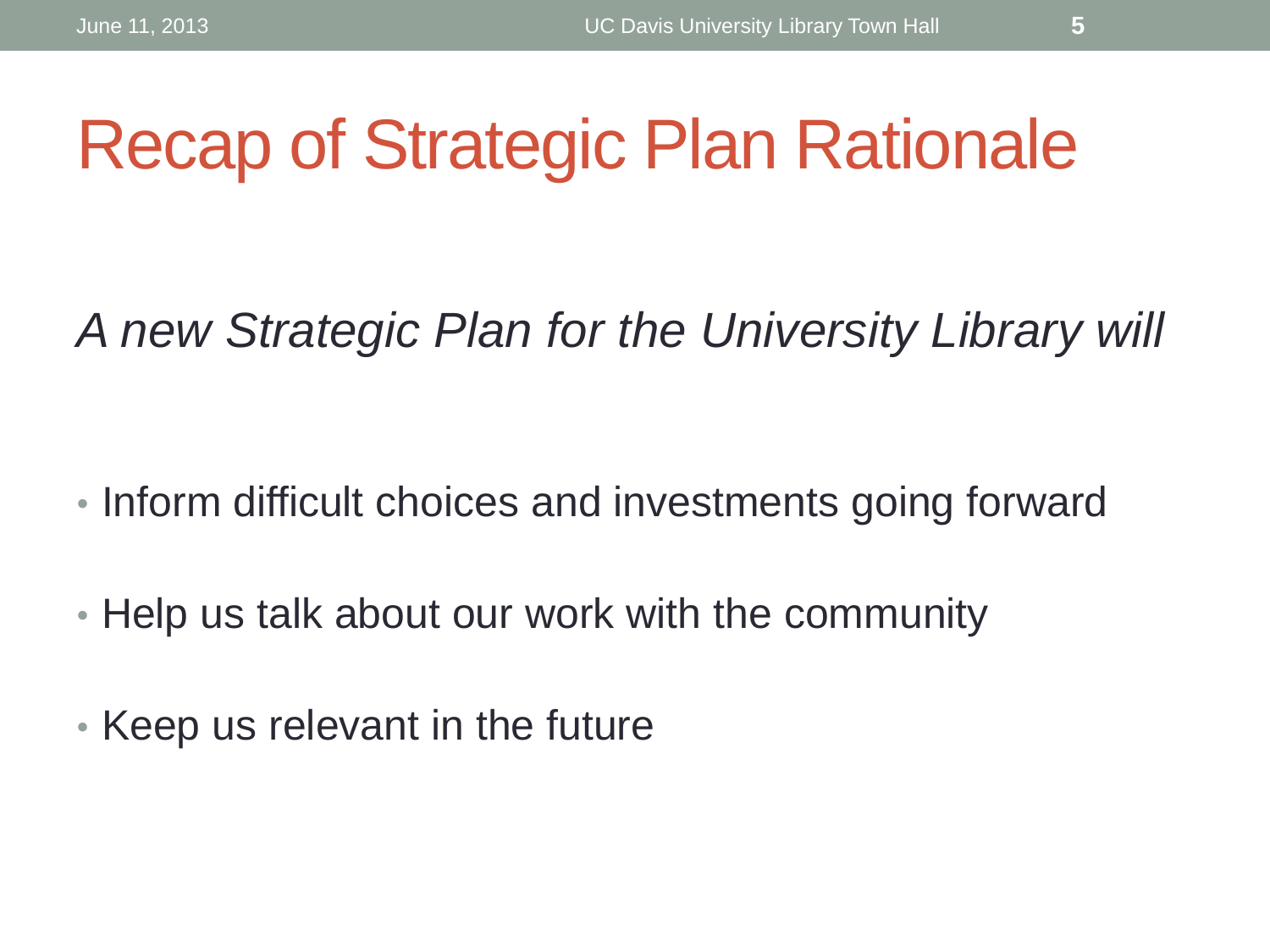# Recap of Strategic Plan Rationale

*A new Strategic Plan for the University Library will*

- Inform difficult choices and investments going forward
- Help us talk about our work with the community
- Keep us relevant in the future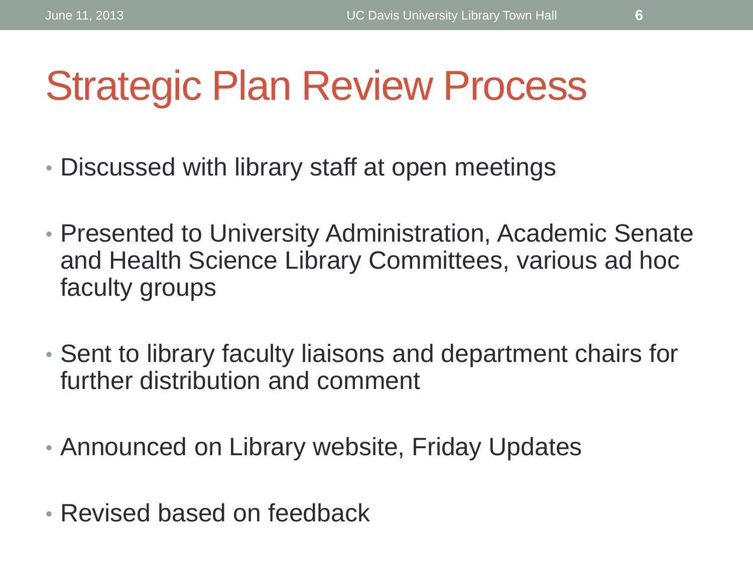# Strategic Plan Review Process

- Discussed with library staff at open meetings
- Presented to University Administration, Academic Senate and Health Science Library Committees, various ad hoc faculty groups
- Sent to library faculty liaisons and department chairs for further distribution and comment
- Announced on Library website, Friday Updates
- Revised based on feedback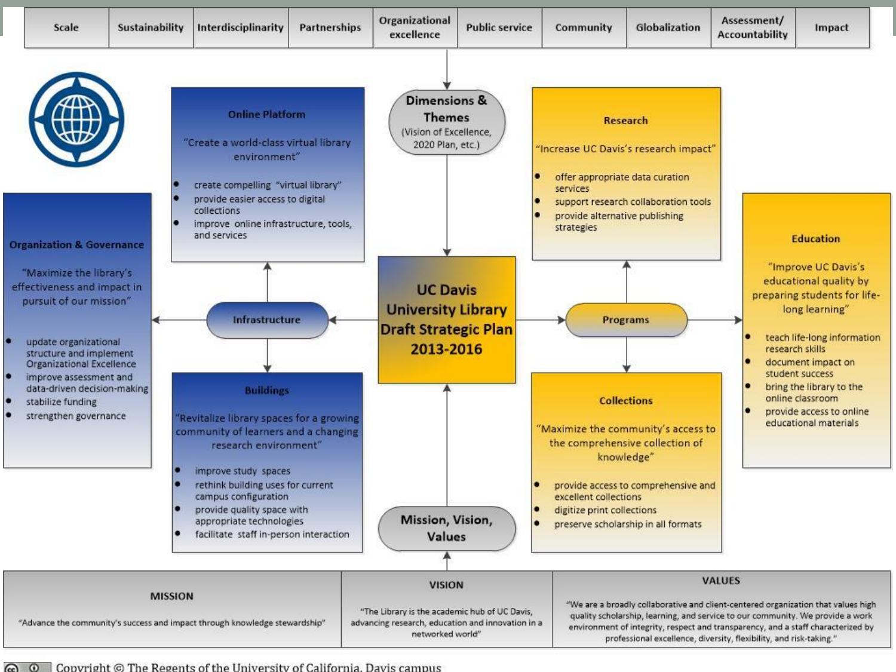| Scale | Sustainability | Interdisciplinarity | Partnerships | Organizational excellence | Public service | Community | Globalization | Assessment/ Accountability | Impact |
|---|---|---|---|---|---|---|---|---|---|

**Dimensions & Themes**
(Vision of Excellence, 2020 Plan, etc.)

# UC Davis University Library Draft Strategic Plan 2013-2016

## Infrastructure

### Online Platform

"Create a world-class virtual library environment"

- create compelling "virtual library"
- provide easier access to digital collections
- improve online infrastructure, tools, and services

### Organization & Governance

"Maximize the library's effectiveness and impact in pursuit of our mission"

- update organizational structure and implement Organizational Excellence
- improve assessment and data-driven decision-making
- stabilize funding
- strengthen governance

### Buildings

"Revitalize library spaces for a growing community of learners and a changing research environment"

- improve study spaces
- rethink building uses for current campus configuration
- provide quality space with appropriate technologies
- facilitate staff in-person interaction

## Programs

### Research

"Increase UC Davis's research impact"

- offer appropriate data curation services
- support research collaboration tools
- provide alternative publishing strategies

### Education

"Improve UC Davis's educational quality by preparing students for life-long learning"

- teach life-long information research skills
- document impact on student success
- bring the library to the online classroom
- provide access to online educational materials

### Collections

"Maximize the community's access to the comprehensive collection of knowledge"

- provide access to comprehensive and excellent collections
- digitize print collections
- preserve scholarship in all formats

**Mission, Vision, Values**

| MISSION | VISION | VALUES |
|---|---|---|
| "Advance the community's success and impact through knowledge stewardship" | "The Library is the academic hub of UC Davis, advancing research, education and innovation in a networked world" | "We are a broadly collaborative and client-centered organization that values high quality scholarship, learning, and service to our community. We provide a work environment of integrity, respect and transparency, and a staff characterized by professional excellence, diversity, flexibility, and risk-taking." |

Copyright © The Regents of the University of California, Davis campus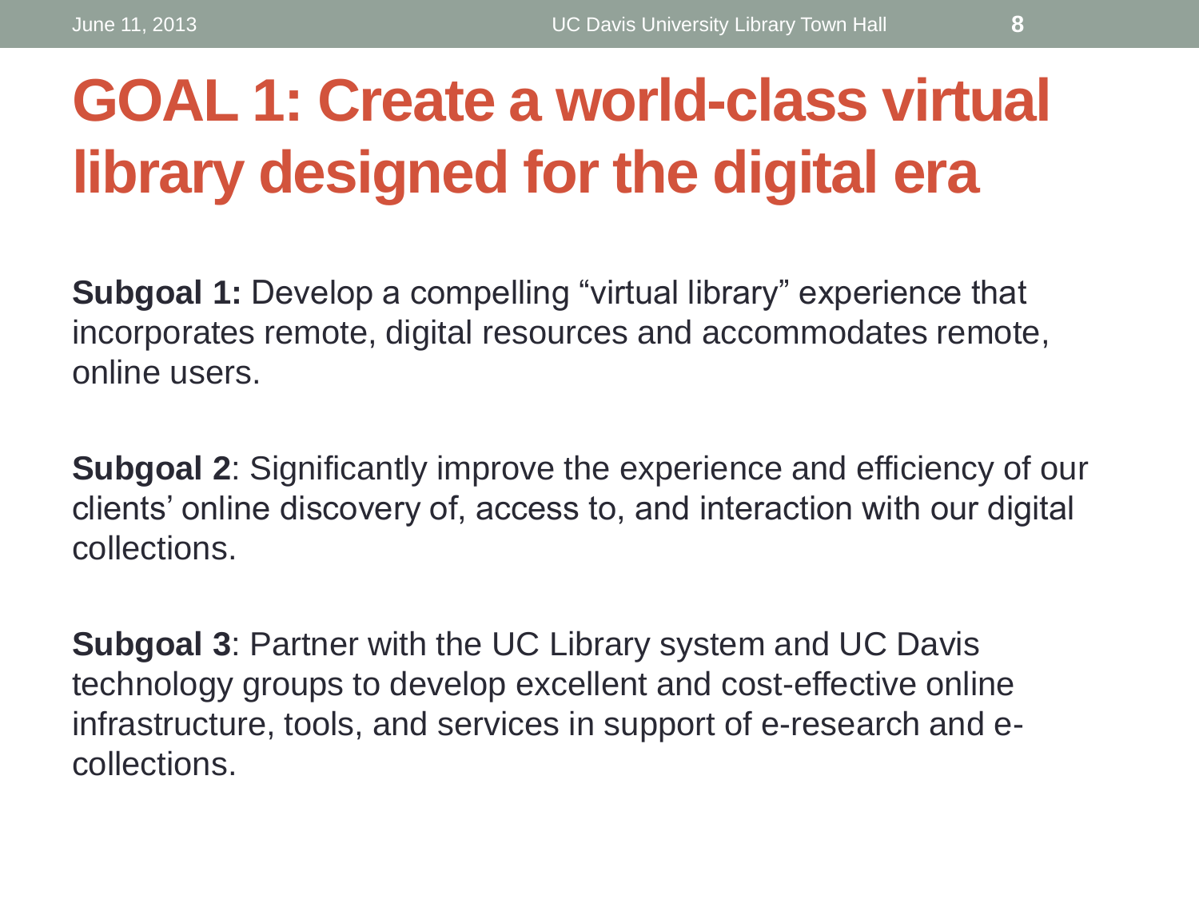# GOAL 1: Create a world-class virtual library designed for the digital era

**Subgoal 1:** Develop a compelling “virtual library” experience that incorporates remote, digital resources and accommodates remote, online users.

**Subgoal 2**: Significantly improve the experience and efficiency of our clients’ online discovery of, access to, and interaction with our digital collections.

**Subgoal 3**: Partner with the UC Library system and UC Davis technology groups to develop excellent and cost-effective online infrastructure, tools, and services in support of e-research and e-collections.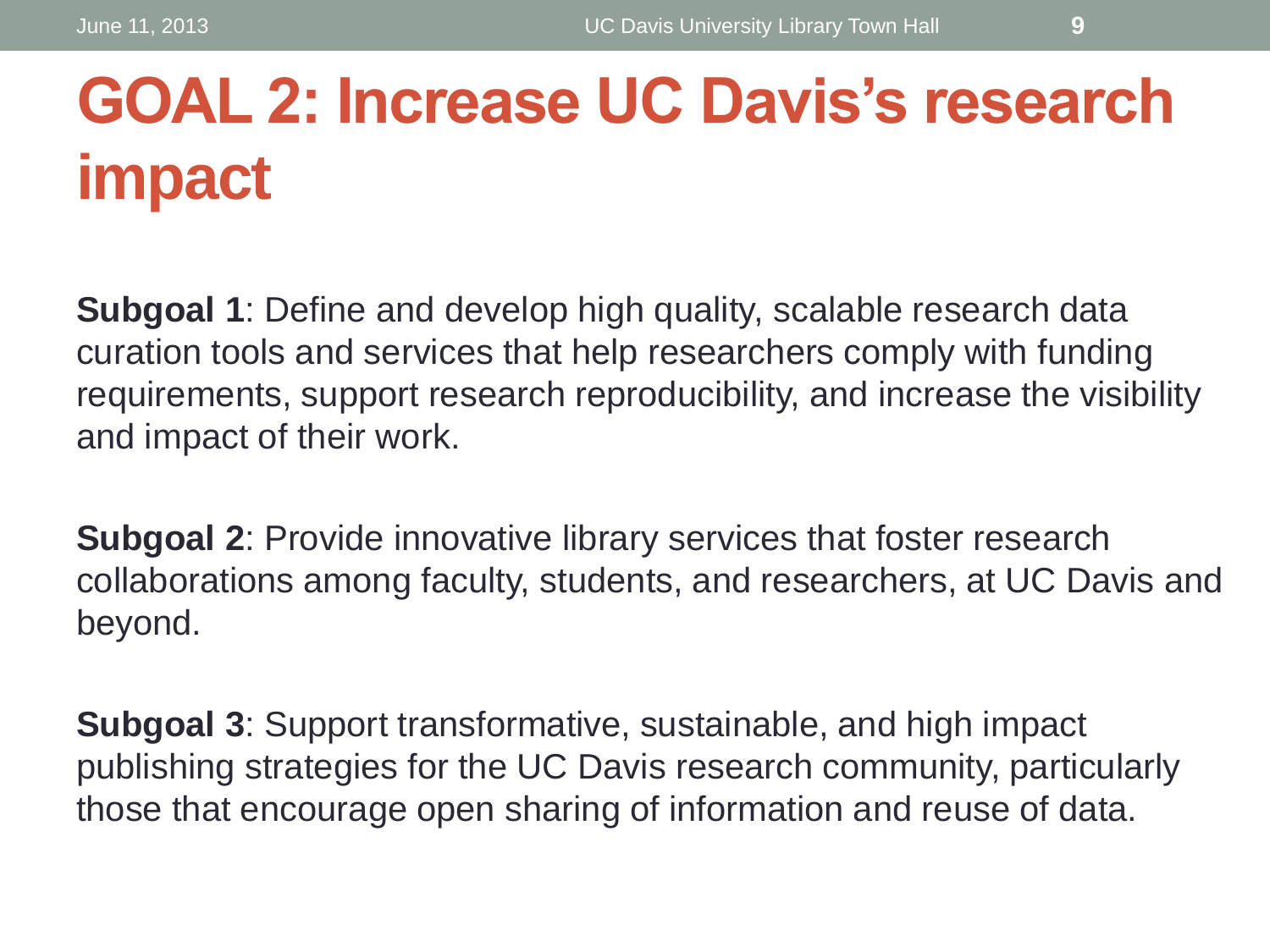# GOAL 2: Increase UC Davis's research impact

**Subgoal 1**: Define and develop high quality, scalable research data curation tools and services that help researchers comply with funding requirements, support research reproducibility, and increase the visibility and impact of their work.

**Subgoal 2**: Provide innovative library services that foster research collaborations among faculty, students, and researchers, at UC Davis and beyond.

**Subgoal 3**: Support transformative, sustainable, and high impact publishing strategies for the UC Davis research community, particularly those that encourage open sharing of information and reuse of data.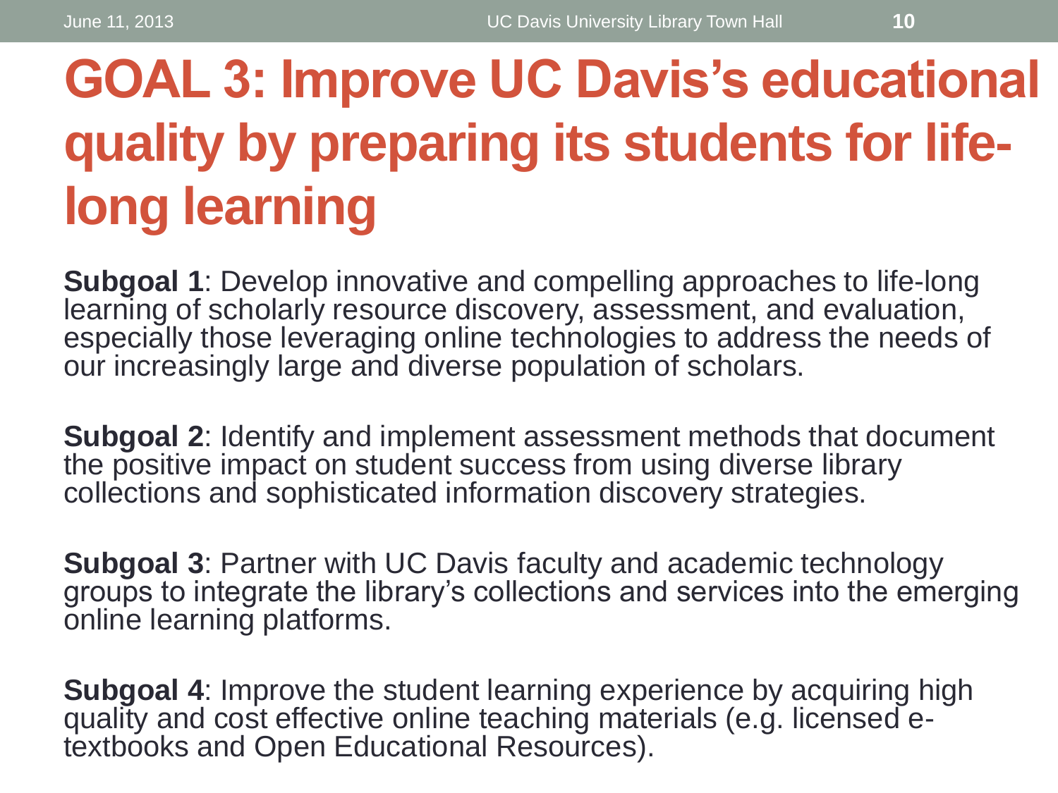# GOAL 3: Improve UC Davis's educational quality by preparing its students for life-long learning

**Subgoal 1**: Develop innovative and compelling approaches to life-long learning of scholarly resource discovery, assessment, and evaluation, especially those leveraging online technologies to address the needs of our increasingly large and diverse population of scholars.

**Subgoal 2**: Identify and implement assessment methods that document the positive impact on student success from using diverse library collections and sophisticated information discovery strategies.

**Subgoal 3**: Partner with UC Davis faculty and academic technology groups to integrate the library's collections and services into the emerging online learning platforms.

**Subgoal 4**: Improve the student learning experience by acquiring high quality and cost effective online teaching materials (e.g. licensed e-textbooks and Open Educational Resources).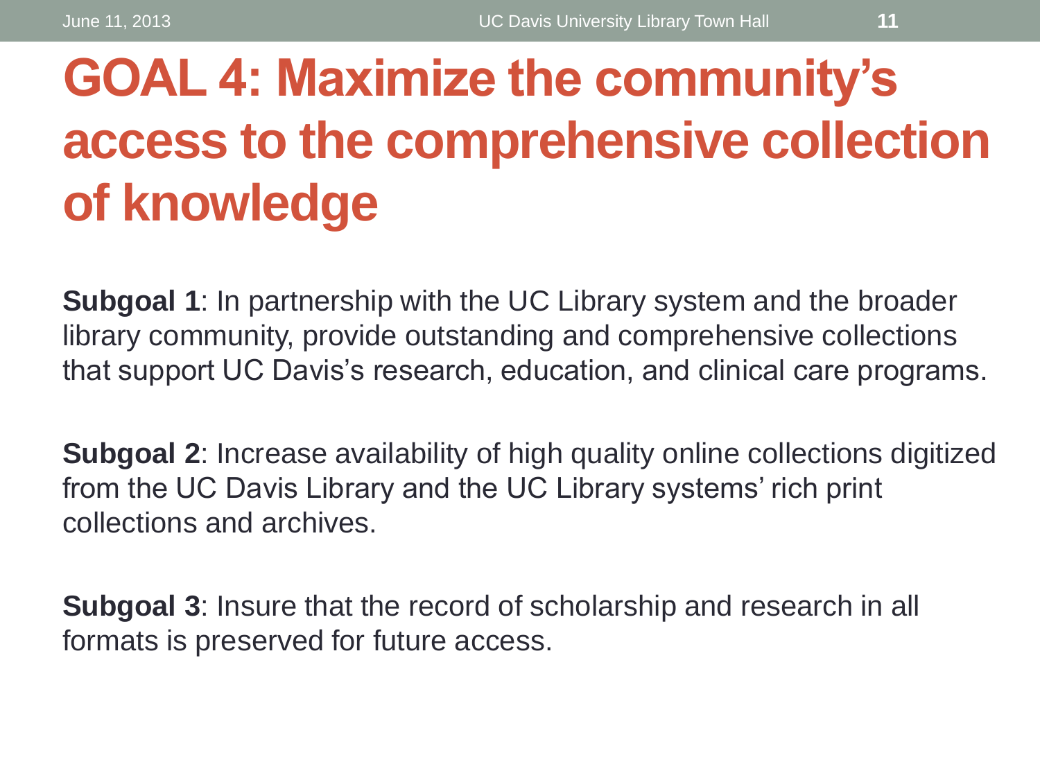# GOAL 4: Maximize the community's access to the comprehensive collection of knowledge

**Subgoal 1**: In partnership with the UC Library system and the broader library community, provide outstanding and comprehensive collections that support UC Davis's research, education, and clinical care programs.

**Subgoal 2**: Increase availability of high quality online collections digitized from the UC Davis Library and the UC Library systems' rich print collections and archives.

**Subgoal 3**: Insure that the record of scholarship and research in all formats is preserved for future access.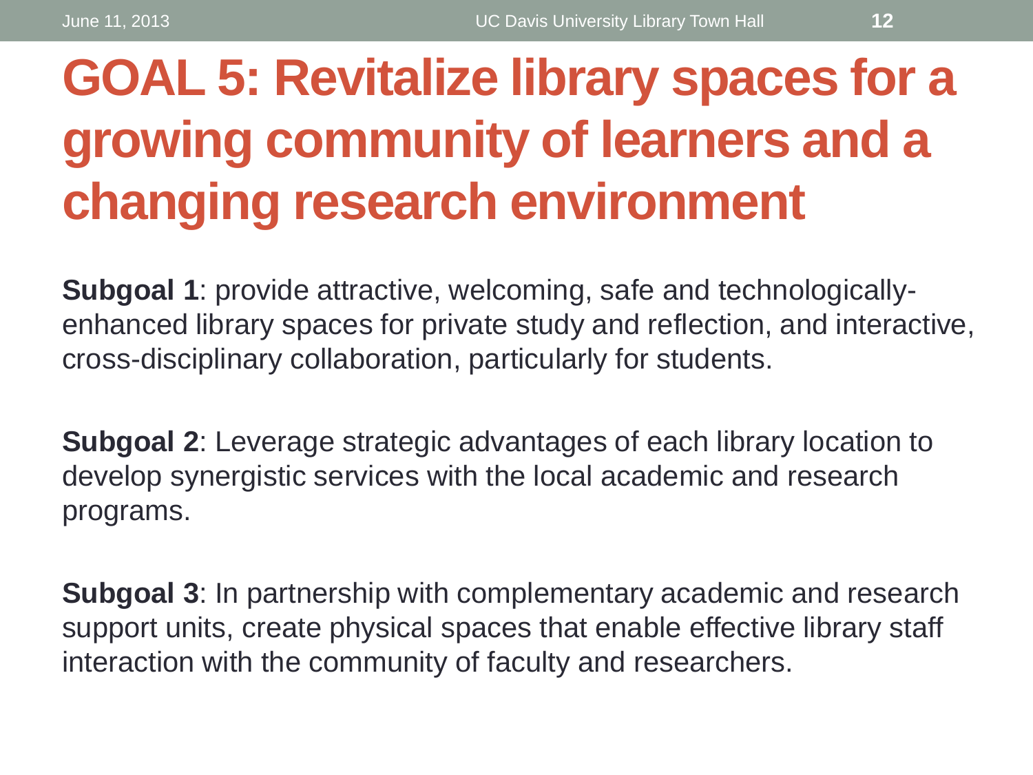# GOAL 5: Revitalize library spaces for a growing community of learners and a changing research environment

**Subgoal 1**: provide attractive, welcoming, safe and technologically-enhanced library spaces for private study and reflection, and interactive, cross-disciplinary collaboration, particularly for students.

**Subgoal 2**: Leverage strategic advantages of each library location to develop synergistic services with the local academic and research programs.

**Subgoal 3**: In partnership with complementary academic and research support units, create physical spaces that enable effective library staff interaction with the community of faculty and researchers.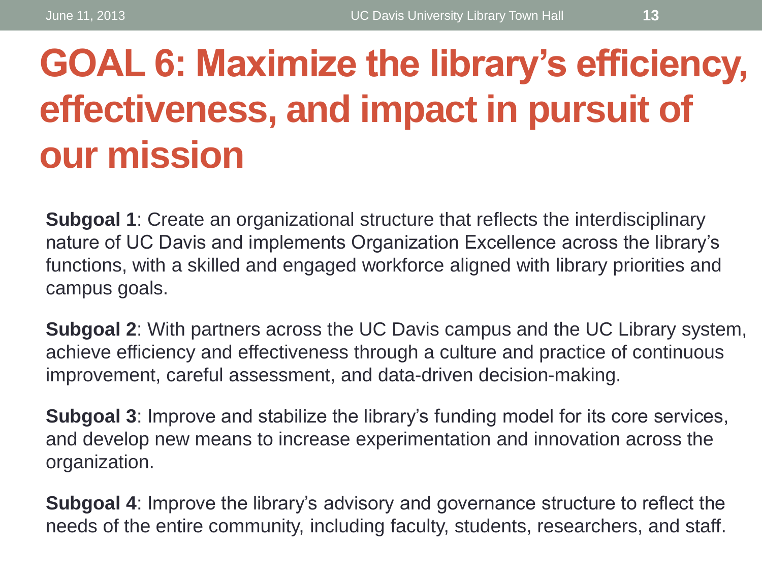# GOAL 6: Maximize the library's efficiency, effectiveness, and impact in pursuit of our mission

**Subgoal 1**: Create an organizational structure that reflects the interdisciplinary nature of UC Davis and implements Organization Excellence across the library's functions, with a skilled and engaged workforce aligned with library priorities and campus goals.

**Subgoal 2**: With partners across the UC Davis campus and the UC Library system, achieve efficiency and effectiveness through a culture and practice of continuous improvement, careful assessment, and data-driven decision-making.

**Subgoal 3**: Improve and stabilize the library's funding model for its core services, and develop new means to increase experimentation and innovation across the organization.

**Subgoal 4**: Improve the library's advisory and governance structure to reflect the needs of the entire community, including faculty, students, researchers, and staff.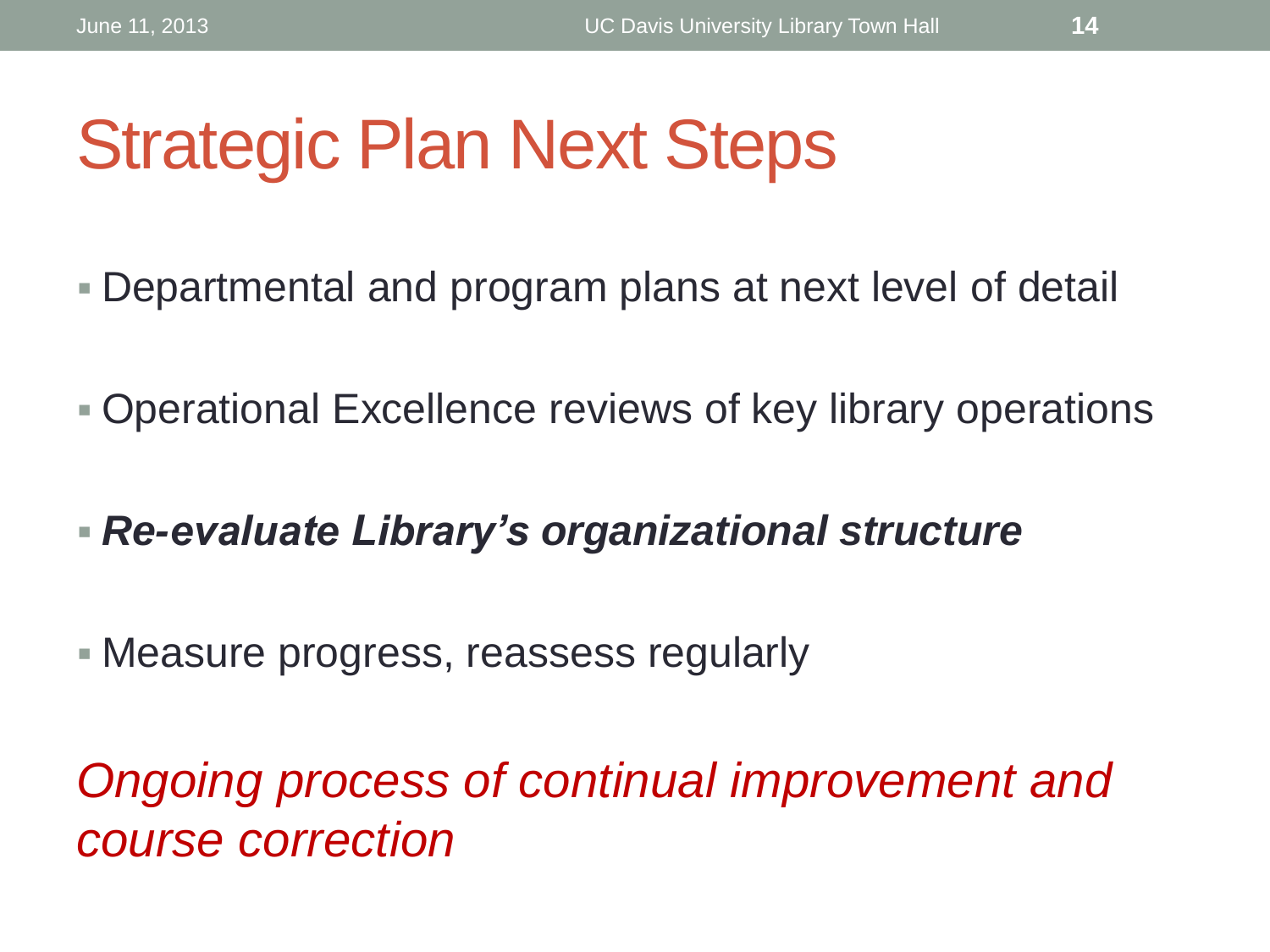# Strategic Plan Next Steps

- Departmental and program plans at next level of detail
- Operational Excellence reviews of key library operations
- ***Re-evaluate Library's organizational structure***
- Measure progress, reassess regularly

*Ongoing process of continual improvement and course correction*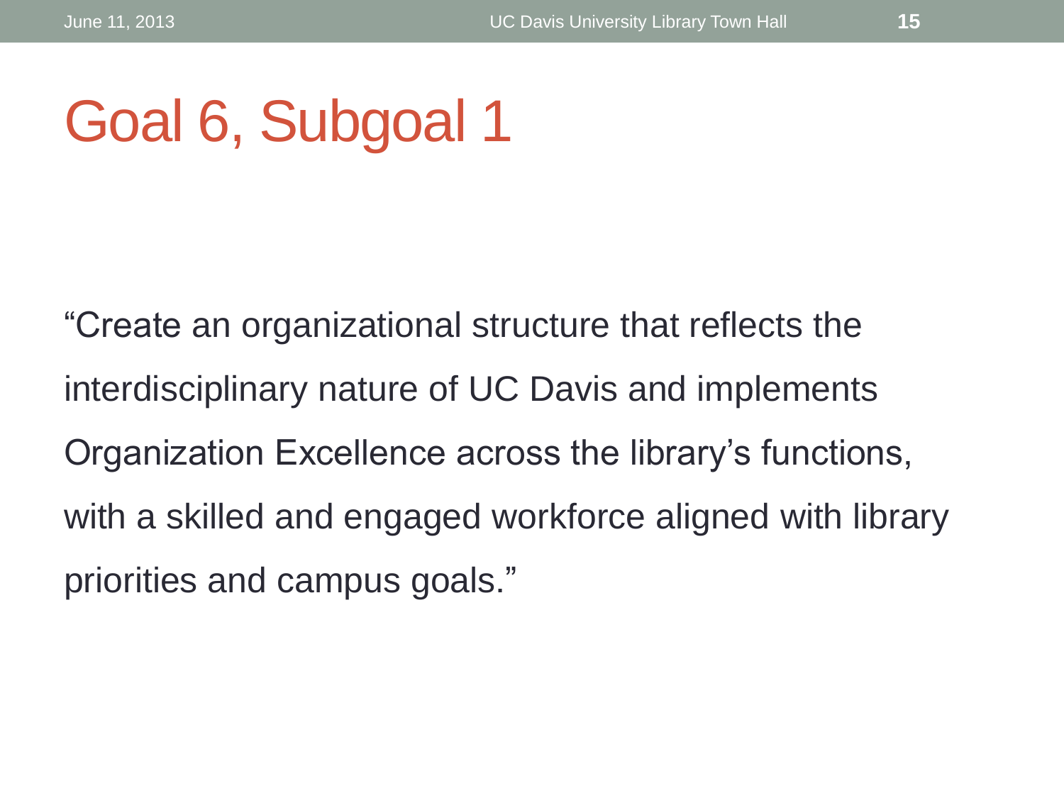# Goal 6, Subgoal 1

"Create an organizational structure that reflects the interdisciplinary nature of UC Davis and implements Organization Excellence across the library's functions, with a skilled and engaged workforce aligned with library priorities and campus goals."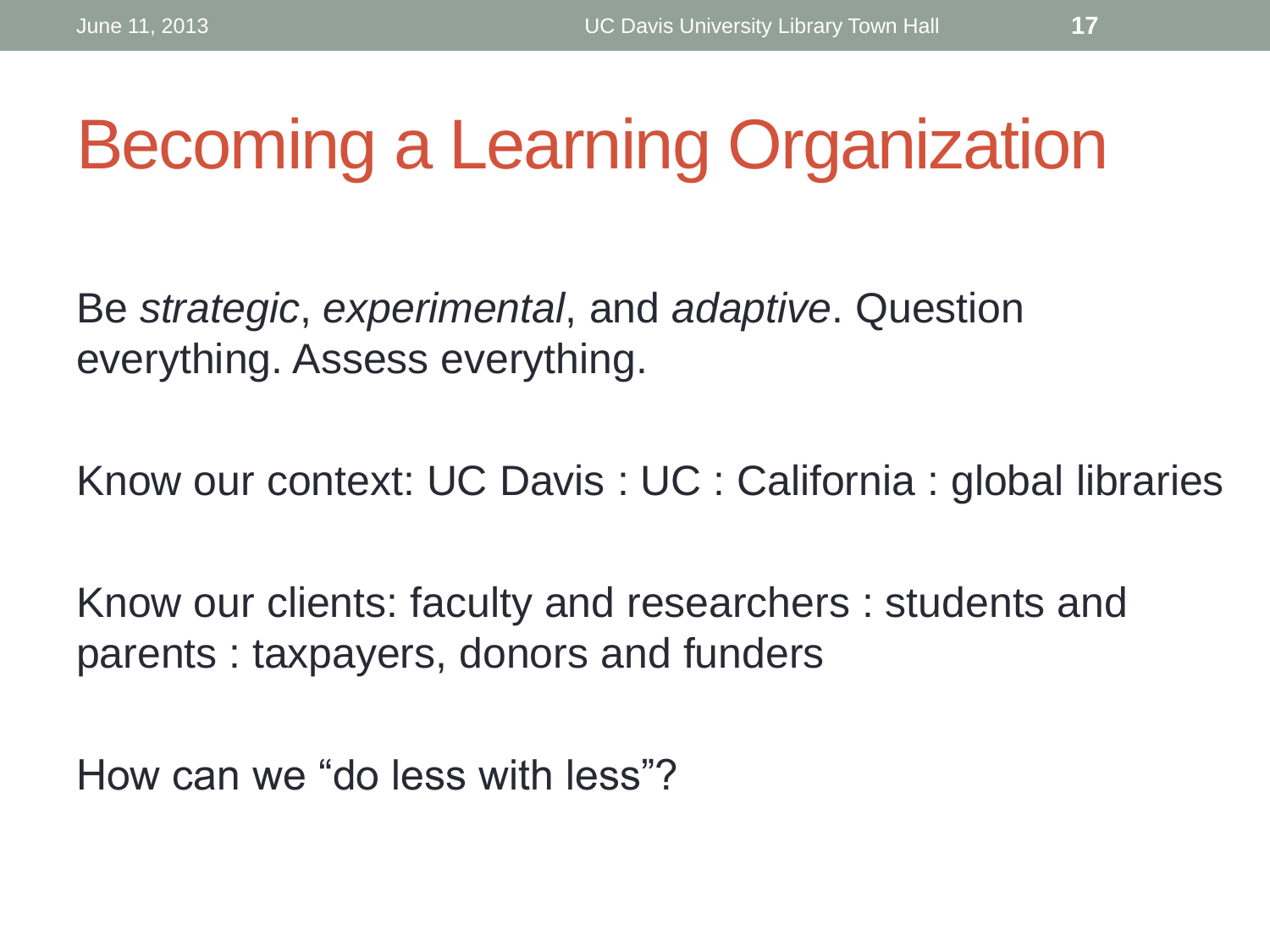# Becoming a Learning Organization

Be *strategic*, *experimental*, and *adaptive*. Question everything. Assess everything.

Know our context: UC Davis : UC : California : global libraries

Know our clients: faculty and researchers : students and parents : taxpayers, donors and funders

How can we "do less with less"?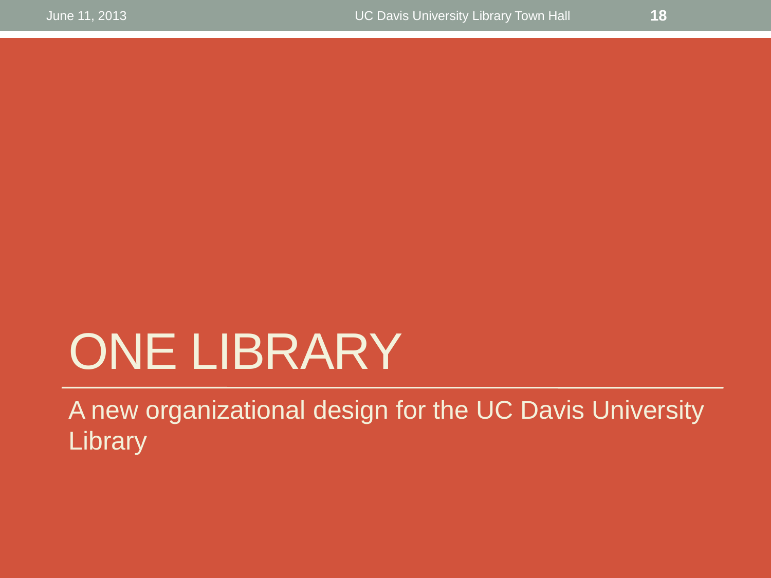# ONE LIBRARY

A new organizational design for the UC Davis University Library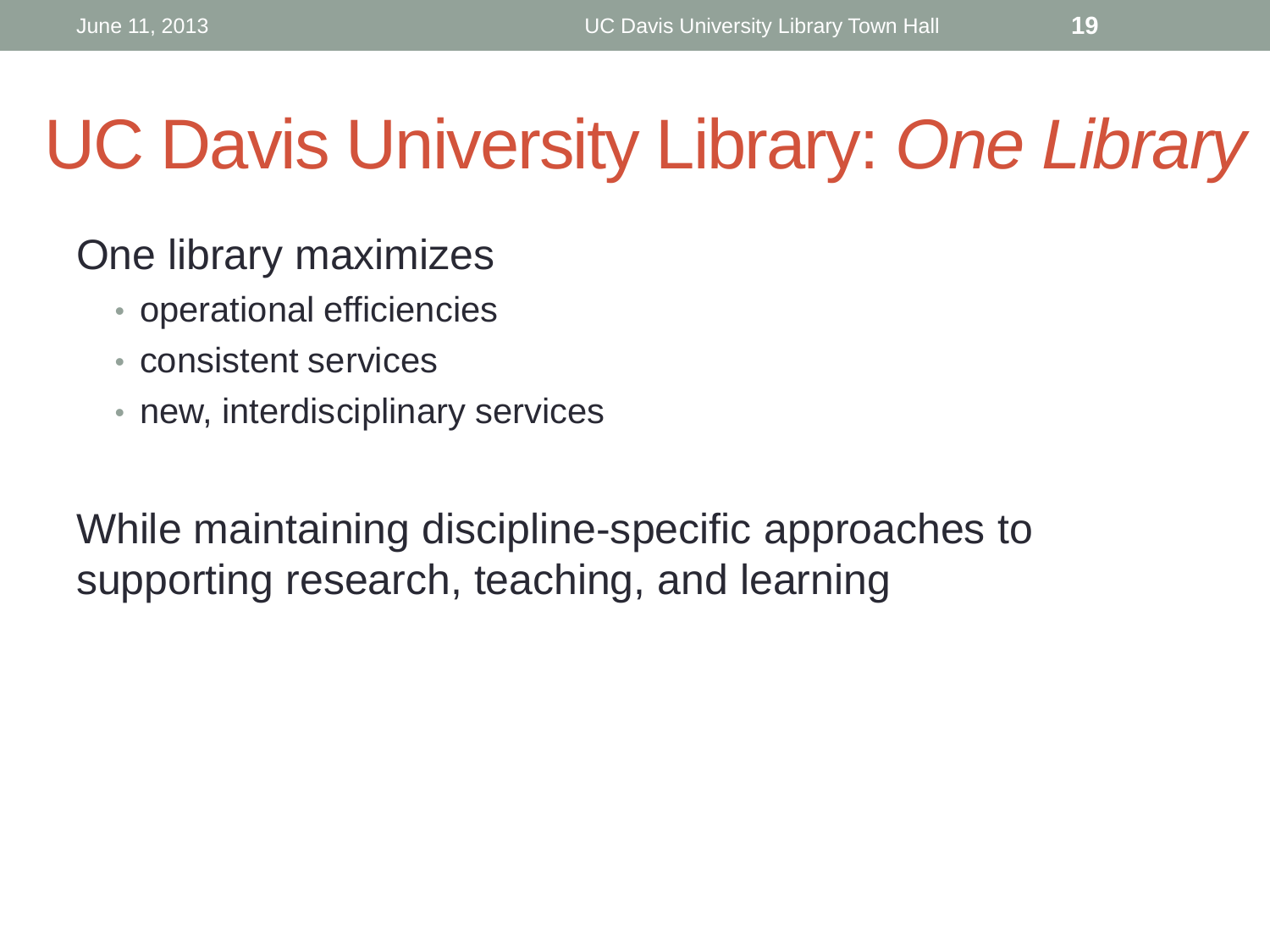# UC Davis University Library: *One Library*

One library maximizes

- operational efficiencies
- consistent services
- new, interdisciplinary services

While maintaining discipline-specific approaches to supporting research, teaching, and learning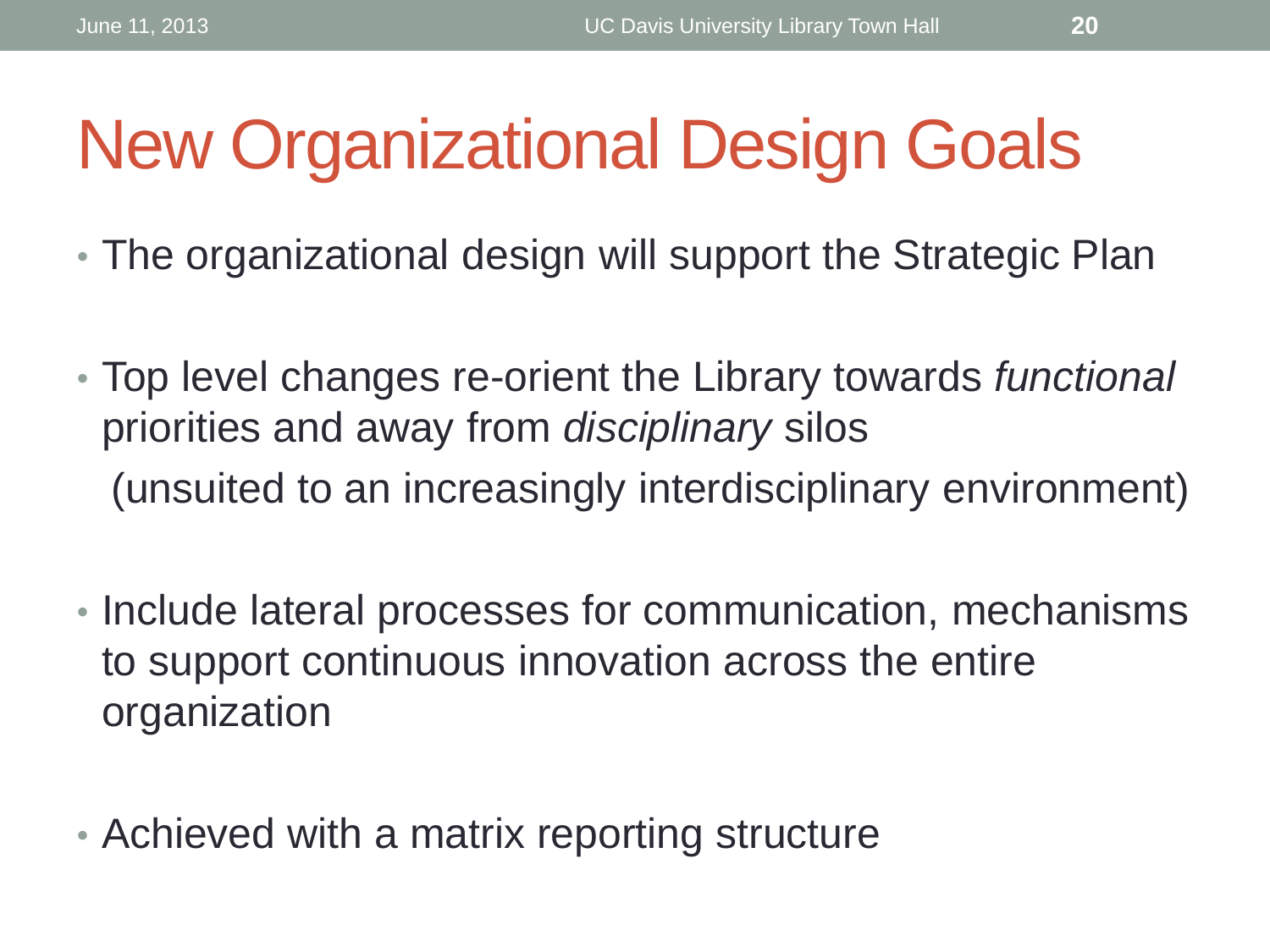# New Organizational Design Goals

- The organizational design will support the Strategic Plan
- Top level changes re-orient the Library towards *functional* priorities and away from *disciplinary* silos
  (unsuited to an increasingly interdisciplinary environment)
- Include lateral processes for communication, mechanisms to support continuous innovation across the entire organization
- Achieved with a matrix reporting structure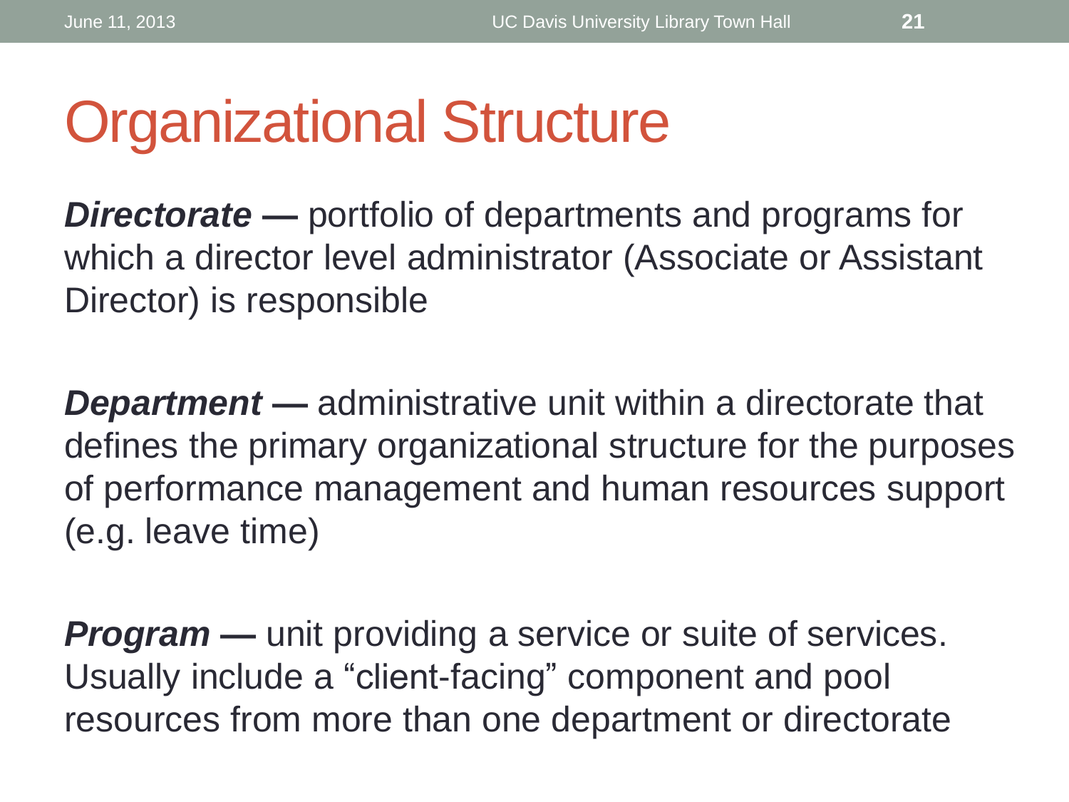# Organizational Structure

***Directorate* —** portfolio of departments and programs for which a director level administrator (Associate or Assistant Director) is responsible

***Department* —** administrative unit within a directorate that defines the primary organizational structure for the purposes of performance management and human resources support (e.g. leave time)

***Program* —** unit providing a service or suite of services. Usually include a “client-facing” component and pool resources from more than one department or directorate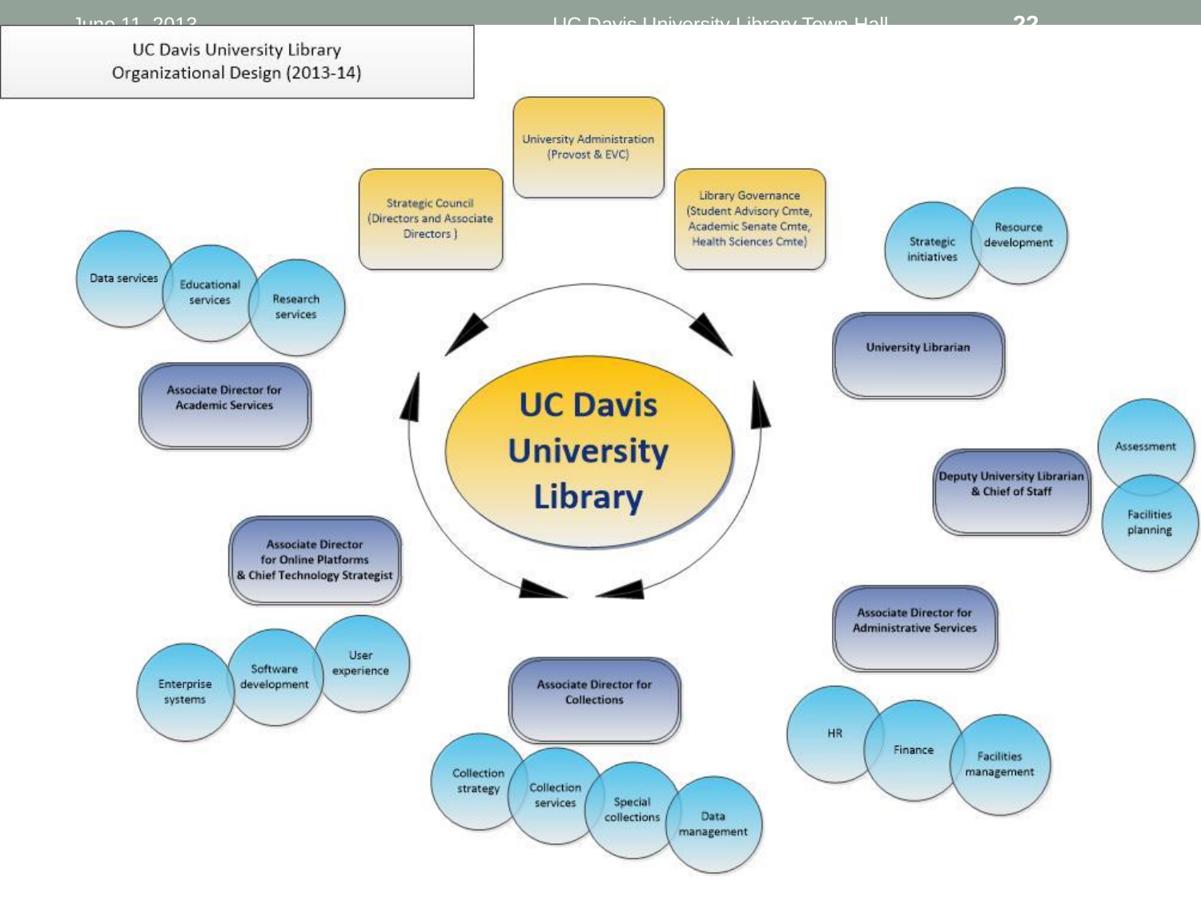# UC Davis University Library Organizational Design (2013-14)

**UC Davis University Library**

- University Administration (Provost & EVC)
- Strategic Council (Directors and Associate Directors)
- Library Governance (Student Advisory Cmte, Academic Senate Cmte, Health Sciences Cmte)

**University Librarian**
- Strategic initiatives
- Resource development

**Deputy University Librarian & Chief of Staff**
- Assessment
- Facilities planning

**Associate Director for Administrative Services**
- HR
- Finance
- Facilities management

**Associate Director for Collections**
- Collection strategy
- Collection services
- Special collections
- Data management

**Associate Director for Online Platforms & Chief Technology Strategist**
- Enterprise systems
- Software development
- User experience

**Associate Director for Academic Services**
- Data services
- Educational services
- Research services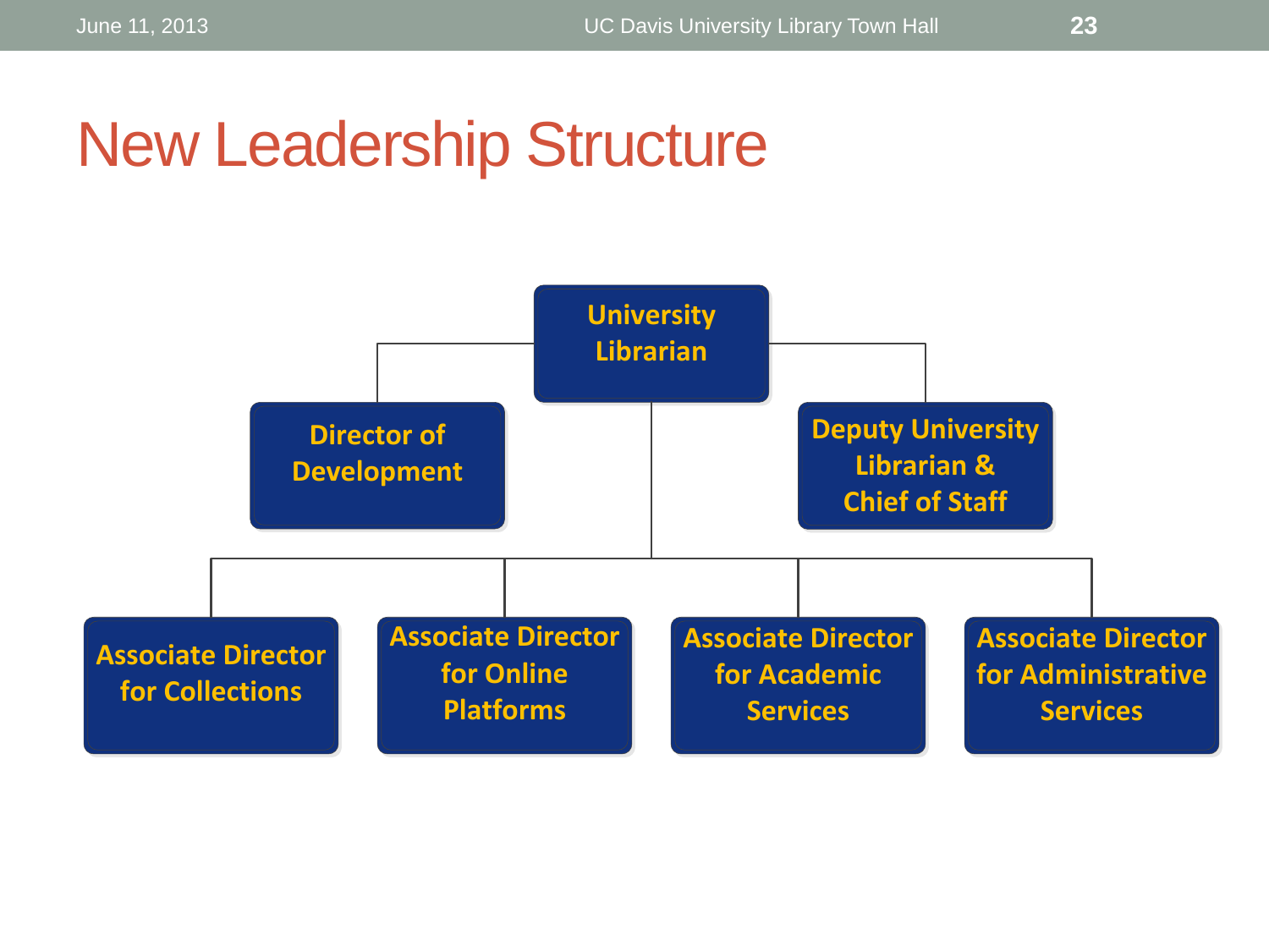# New Leadership Structure

- University Librarian
  - Director of Development
  - Deputy University Librarian & Chief of Staff
  - Associate Director for Collections
  - Associate Director for Online Platforms
  - Associate Director for Academic Services
  - Associate Director for Administrative Services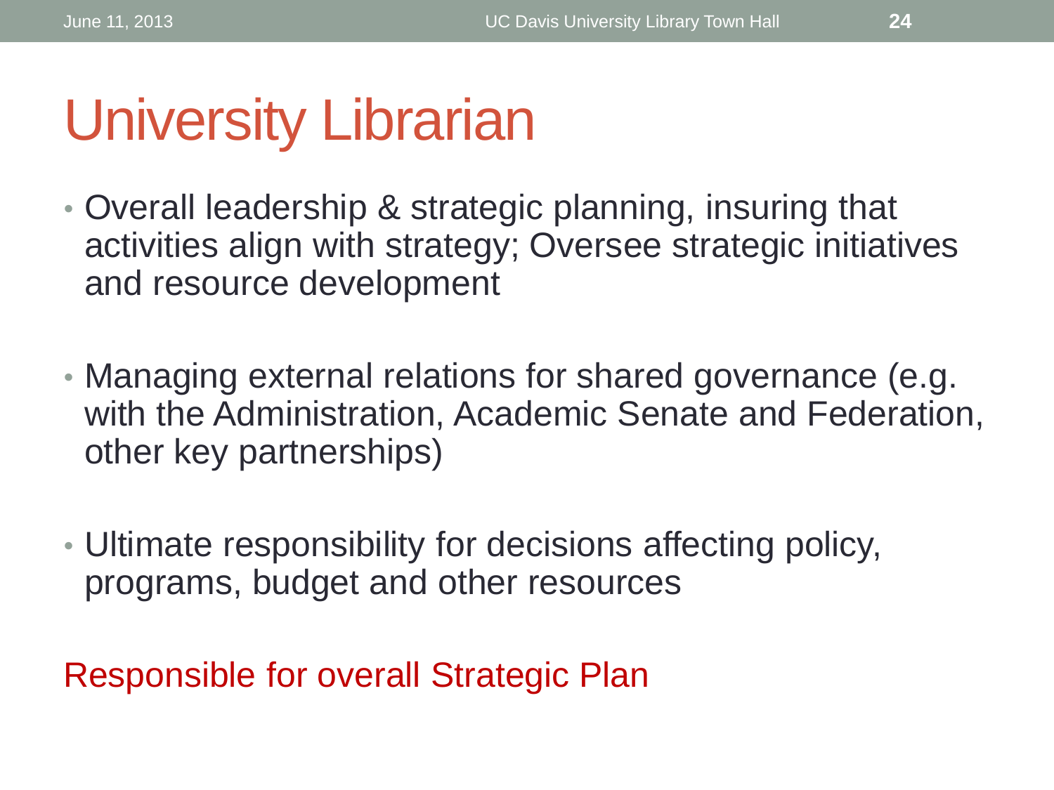# University Librarian

- Overall leadership & strategic planning, insuring that activities align with strategy; Oversee strategic initiatives and resource development
- Managing external relations for shared governance (e.g. with the Administration, Academic Senate and Federation, other key partnerships)
- Ultimate responsibility for decisions affecting policy, programs, budget and other resources

Responsible for overall Strategic Plan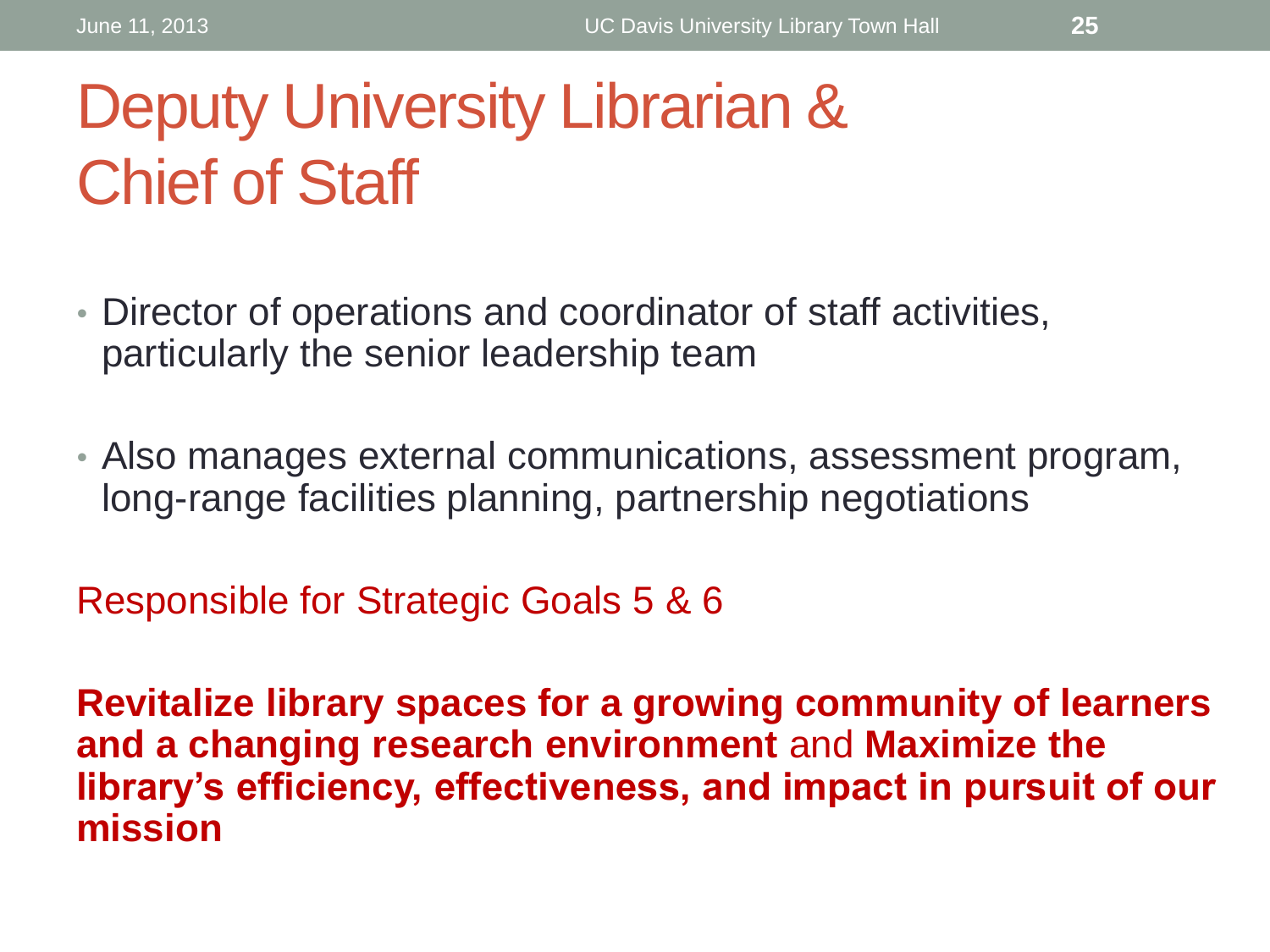# Deputy University Librarian & Chief of Staff

- Director of operations and coordinator of staff activities, particularly the senior leadership team
- Also manages external communications, assessment program, long-range facilities planning, partnership negotiations

Responsible for Strategic Goals 5 & 6

**Revitalize library spaces for a growing community of learners and a changing research environment** and **Maximize the library's efficiency, effectiveness, and impact in pursuit of our mission**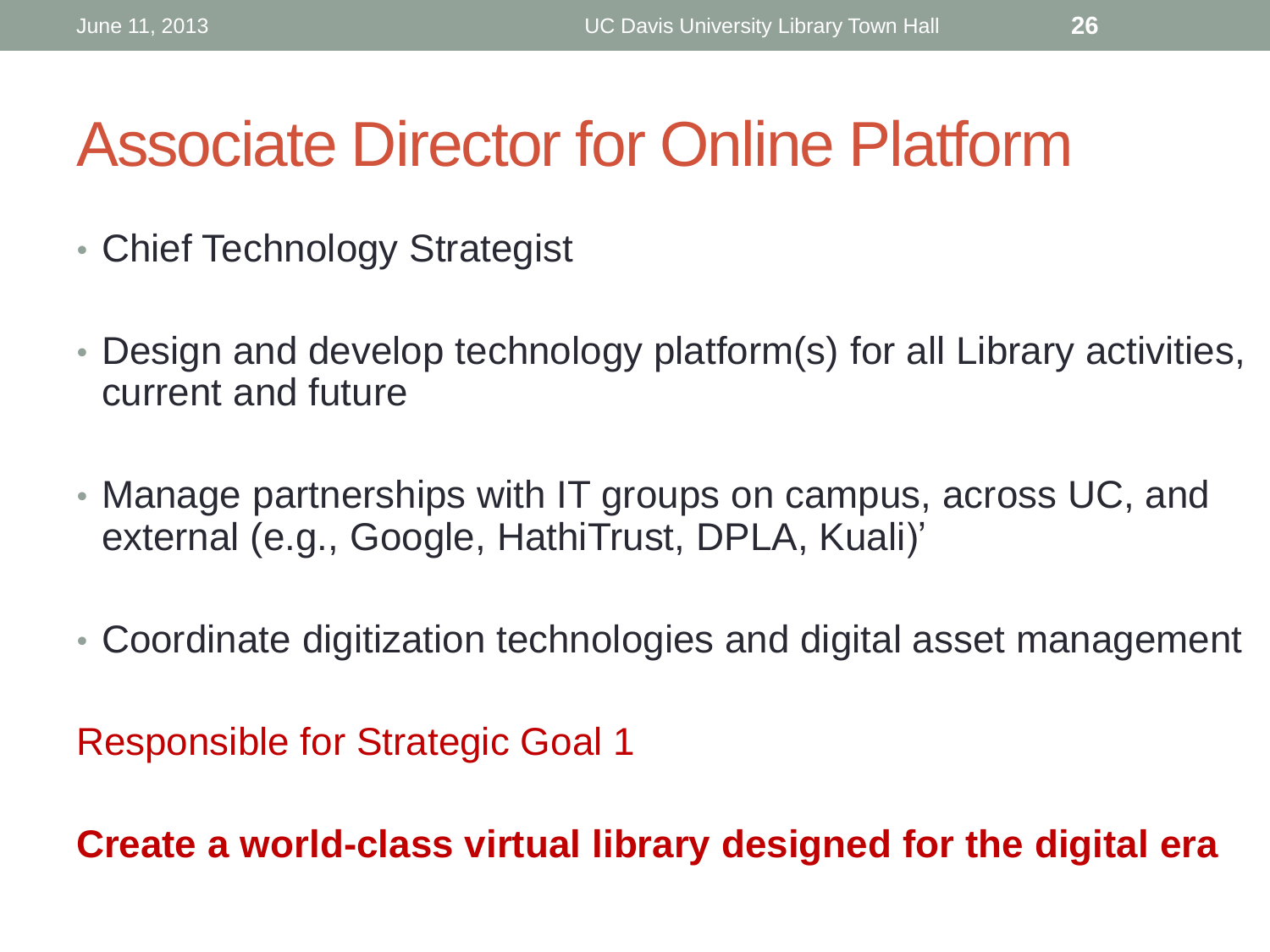# Associate Director for Online Platform

- Chief Technology Strategist
- Design and develop technology platform(s) for all Library activities, current and future
- Manage partnerships with IT groups on campus, across UC, and external (e.g., Google, HathiTrust, DPLA, Kuali)’
- Coordinate digitization technologies and digital asset management

Responsible for Strategic Goal 1

**Create a world-class virtual library designed for the digital era**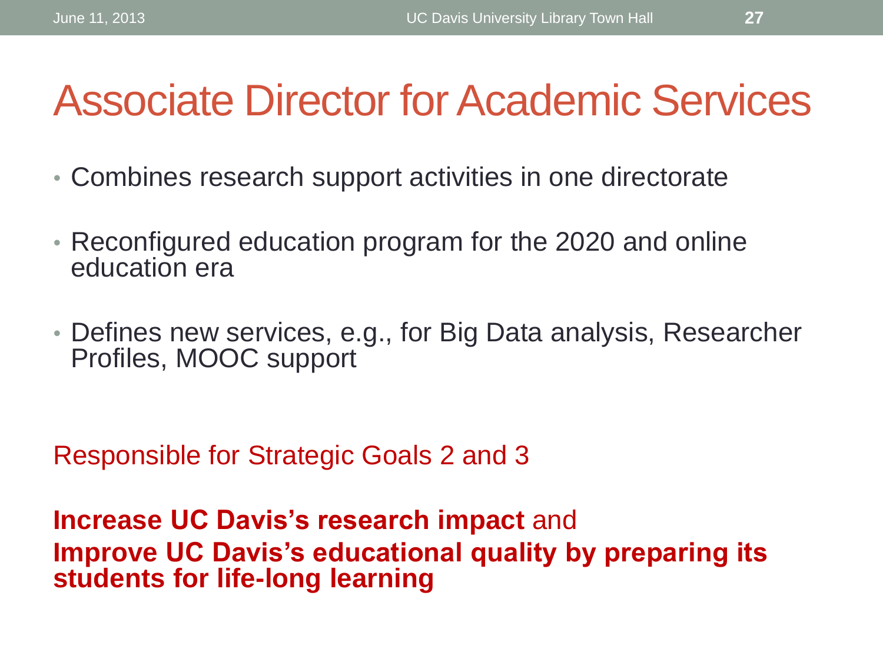# Associate Director for Academic Services

- Combines research support activities in one directorate
- Reconfigured education program for the 2020 and online education era
- Defines new services, e.g., for Big Data analysis, Researcher Profiles, MOOC support

Responsible for Strategic Goals 2 and 3

**Increase UC Davis's research impact** and
**Improve UC Davis's educational quality by preparing its students for life-long learning**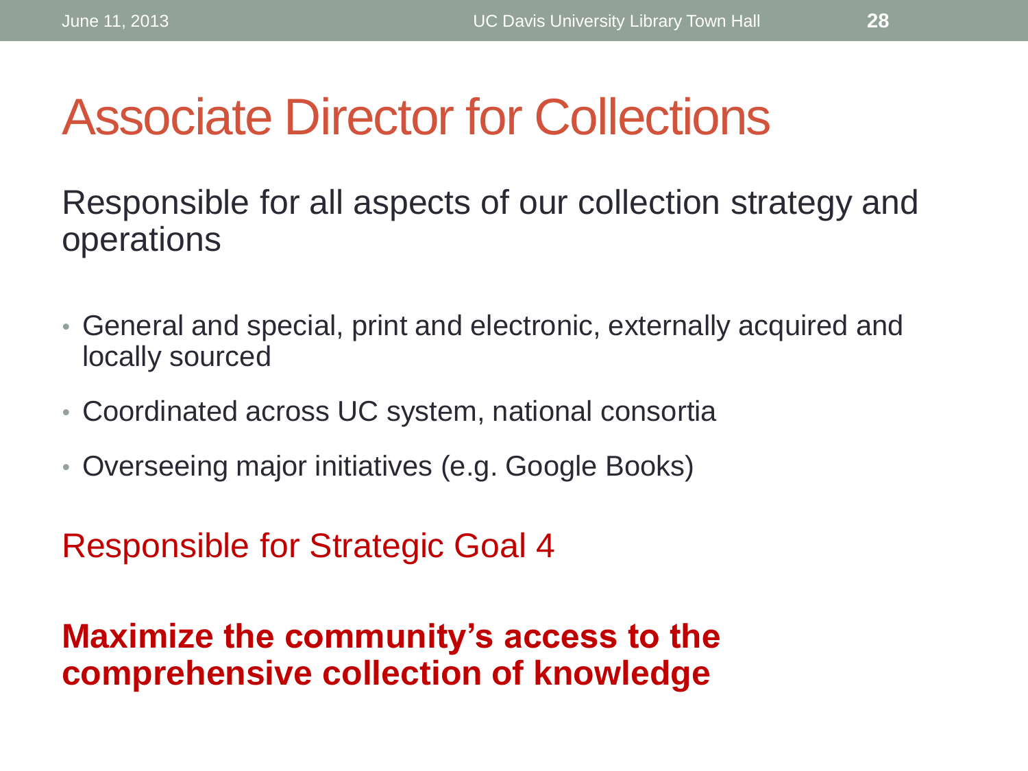# Associate Director for Collections

Responsible for all aspects of our collection strategy and operations

- General and special, print and electronic, externally acquired and locally sourced
- Coordinated across UC system, national consortia
- Overseeing major initiatives (e.g. Google Books)

Responsible for Strategic Goal 4

**Maximize the community's access to the comprehensive collection of knowledge**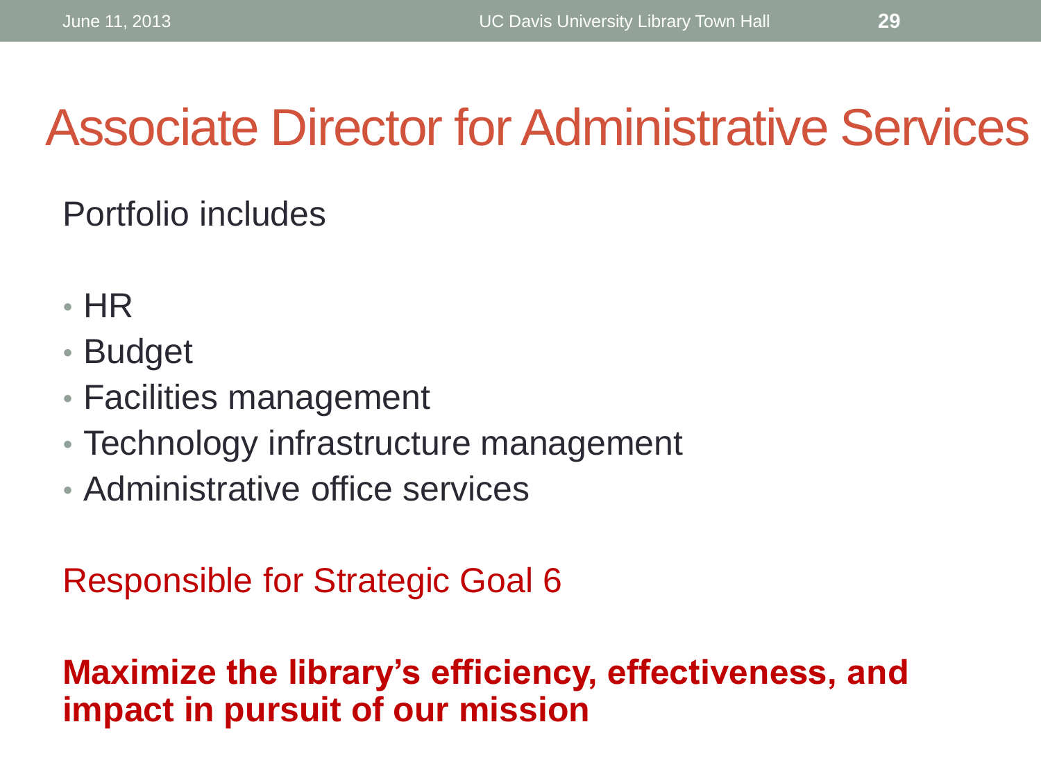# Associate Director for Administrative Services

Portfolio includes

- HR
- Budget
- Facilities management
- Technology infrastructure management
- Administrative office services

Responsible for Strategic Goal 6

**Maximize the library's efficiency, effectiveness, and impact in pursuit of our mission**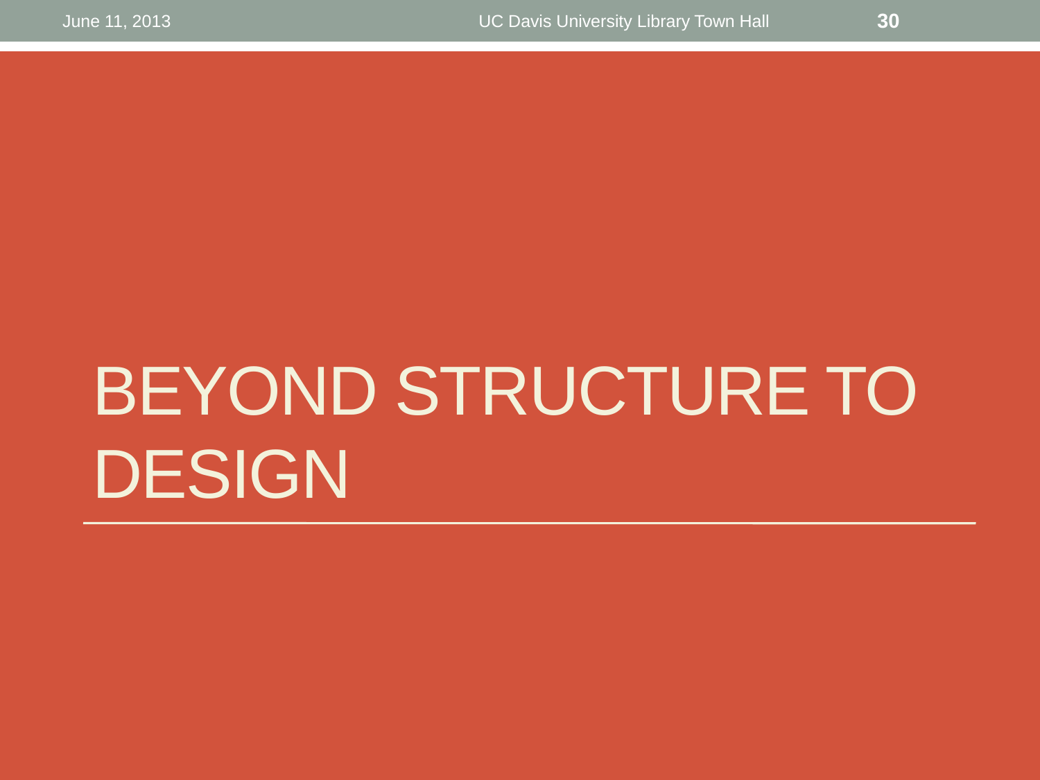# BEYOND STRUCTURE TO DESIGN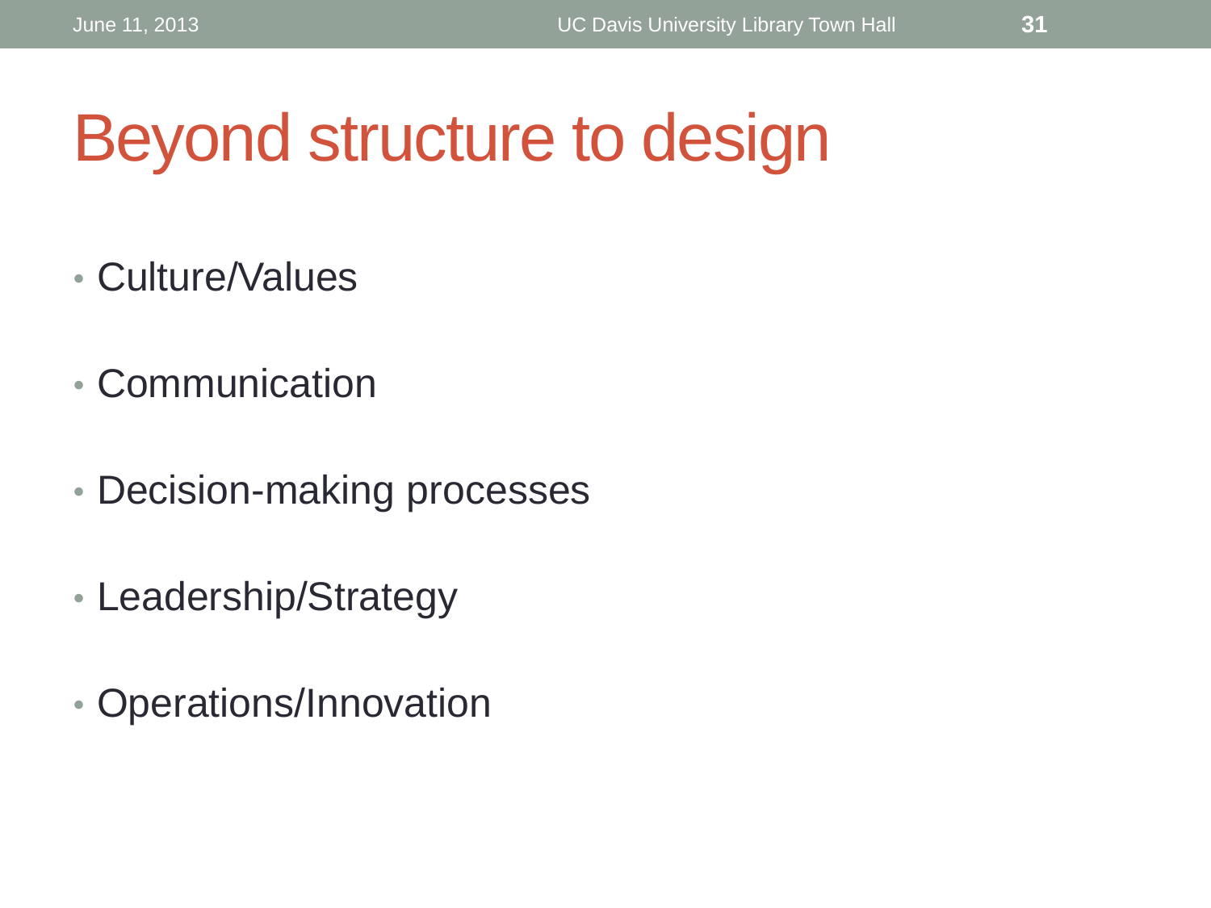# Beyond structure to design

- Culture/Values
- Communication
- Decision-making processes
- Leadership/Strategy
- Operations/Innovation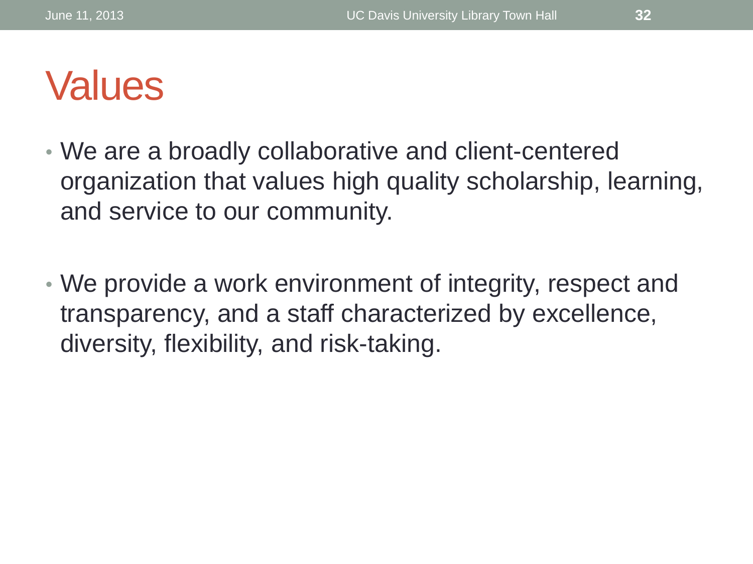# Values

- We are a broadly collaborative and client-centered organization that values high quality scholarship, learning, and service to our community.

- We provide a work environment of integrity, respect and transparency, and a staff characterized by excellence, diversity, flexibility, and risk-taking.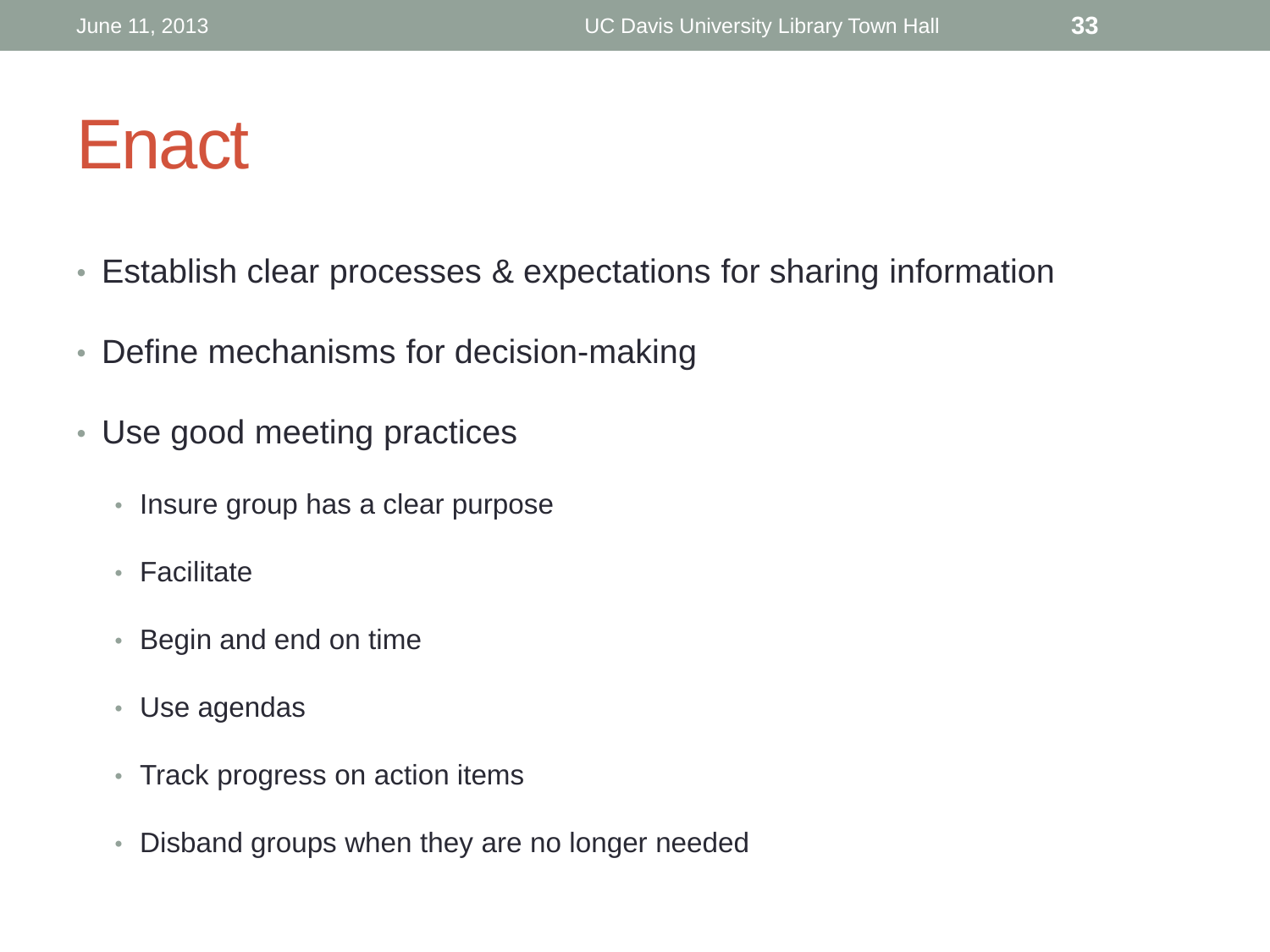# Enact

- Establish clear processes & expectations for sharing information
- Define mechanisms for decision-making
- Use good meeting practices
  - Insure group has a clear purpose
  - Facilitate
  - Begin and end on time
  - Use agendas
  - Track progress on action items
  - Disband groups when they are no longer needed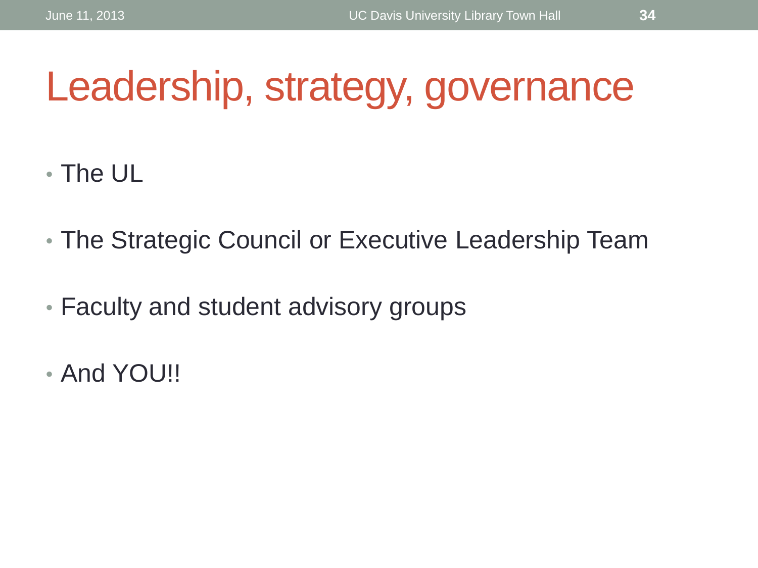# Leadership, strategy, governance

- The UL
- The Strategic Council or Executive Leadership Team
- Faculty and student advisory groups
- And YOU!!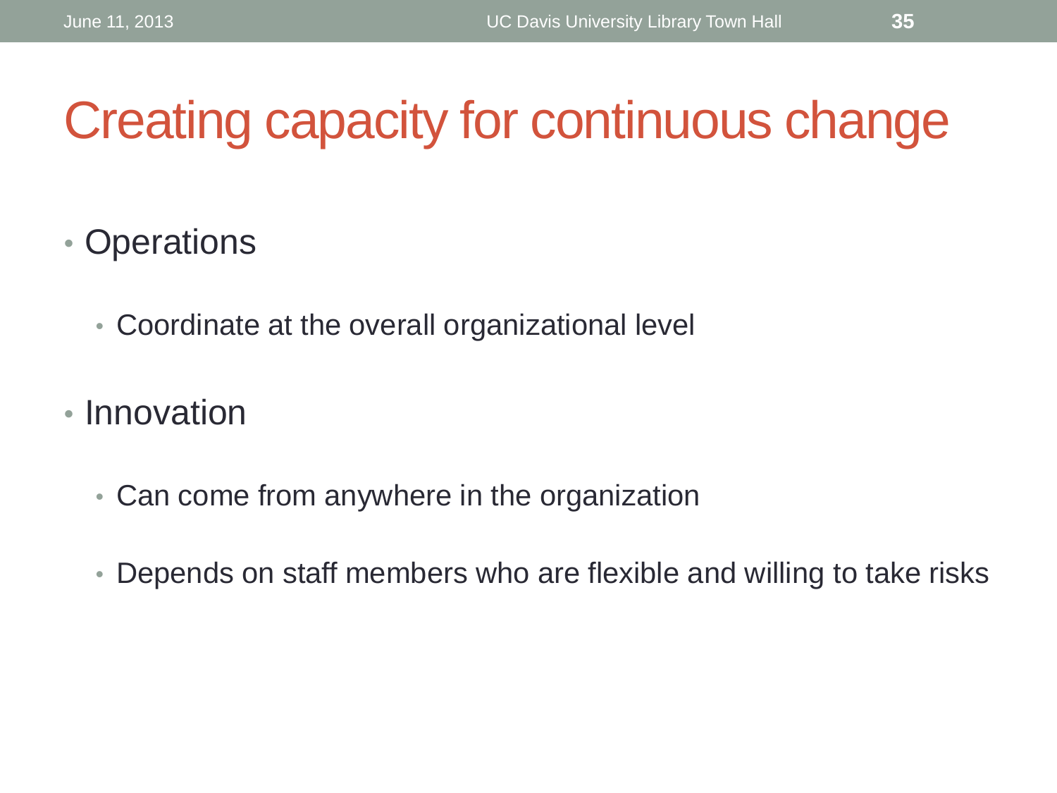# Creating capacity for continuous change

- Operations
  - Coordinate at the overall organizational level
- Innovation
  - Can come from anywhere in the organization
  - Depends on staff members who are flexible and willing to take risks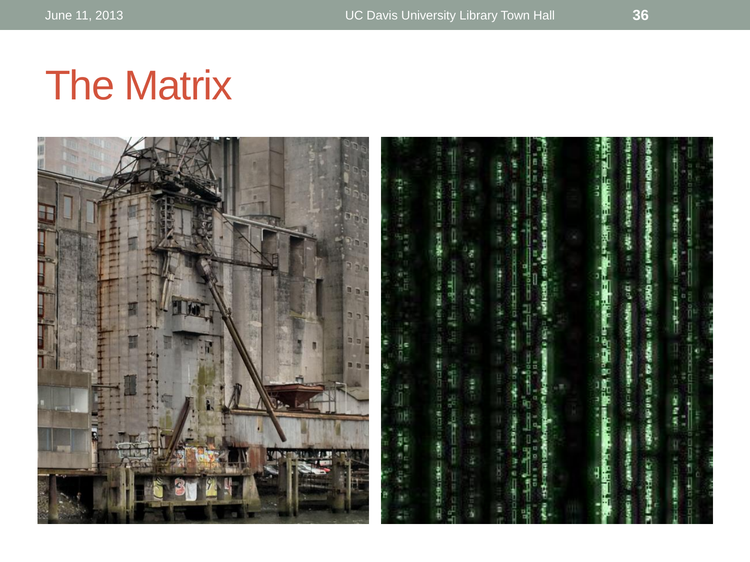# The Matrix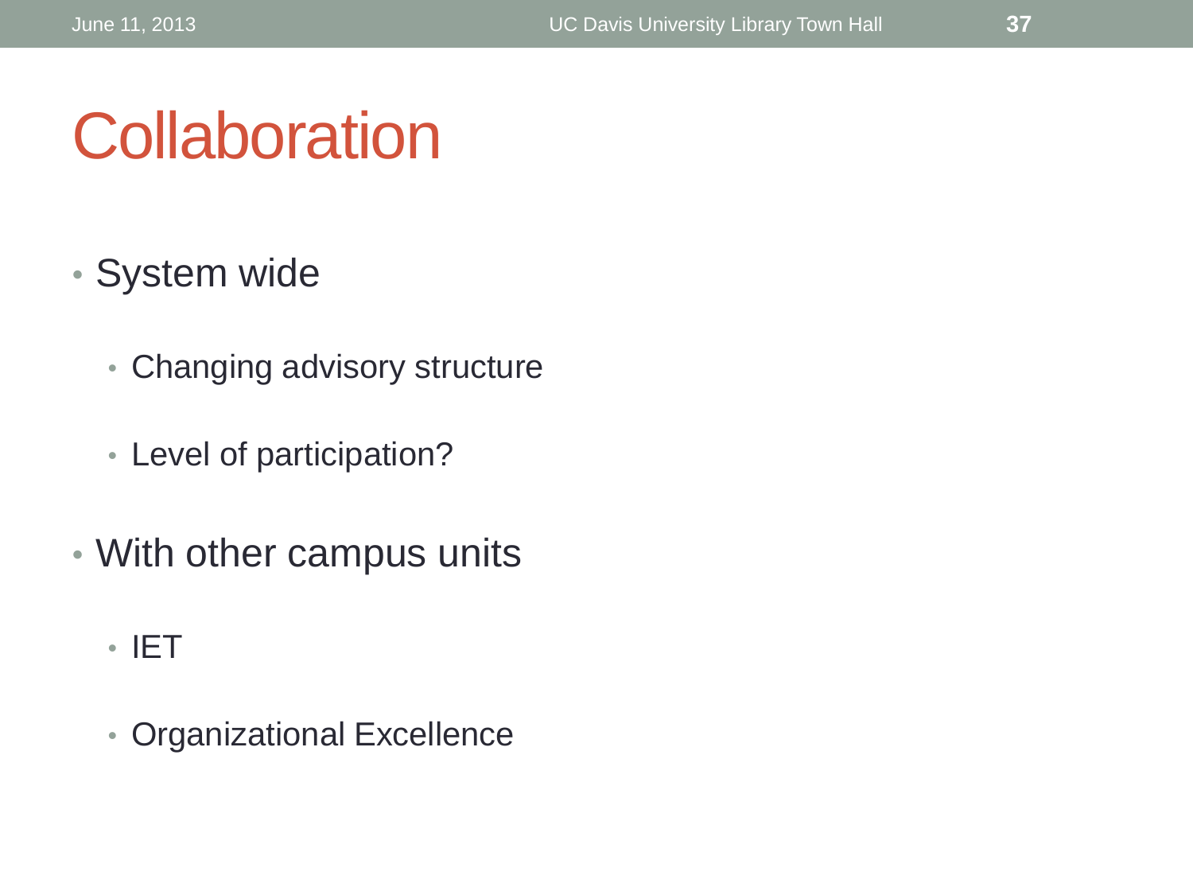# Collaboration

- System wide
  - Changing advisory structure
  - Level of participation?
- With other campus units
  - IET
  - Organizational Excellence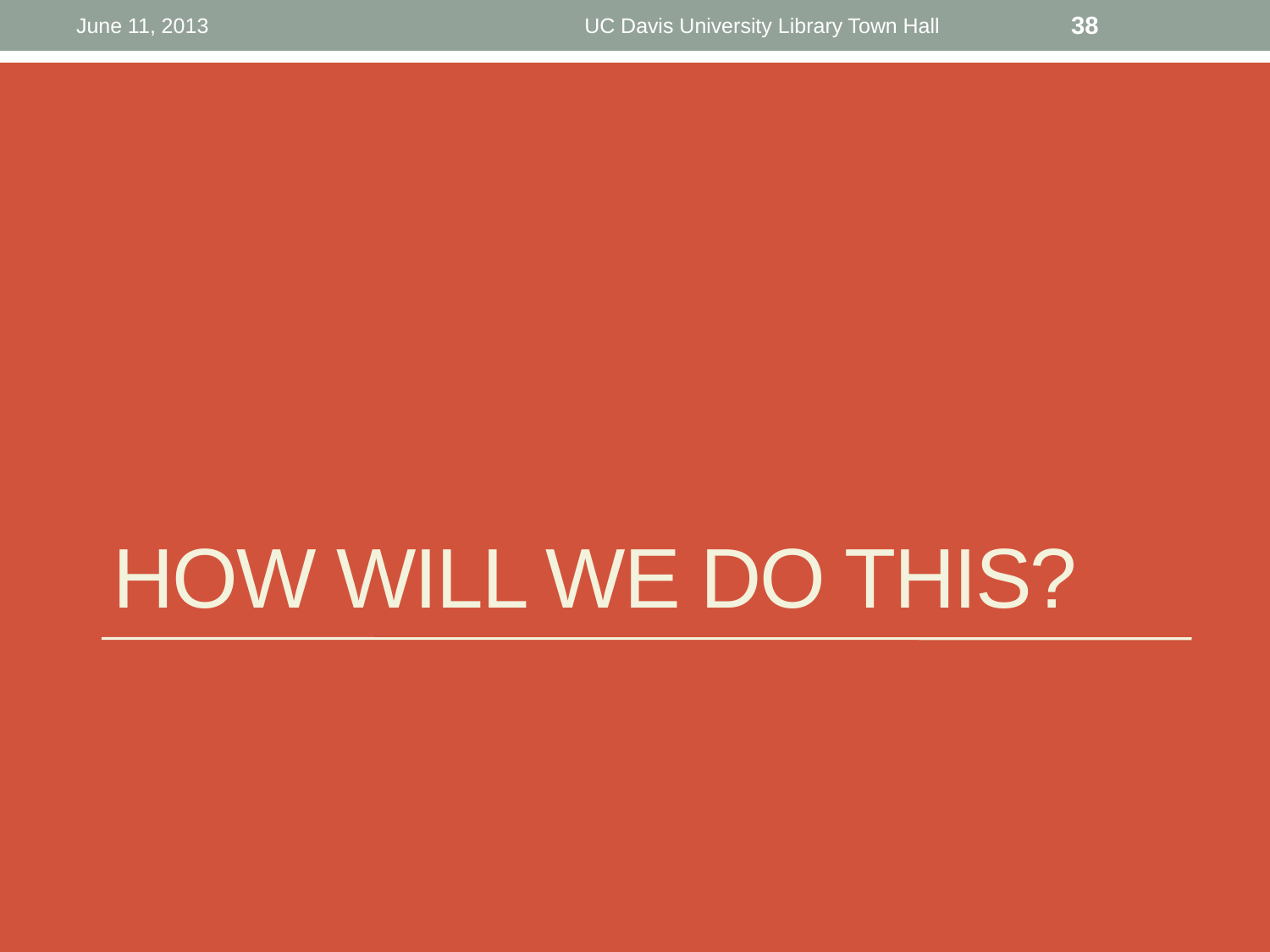# HOW WILL WE DO THIS?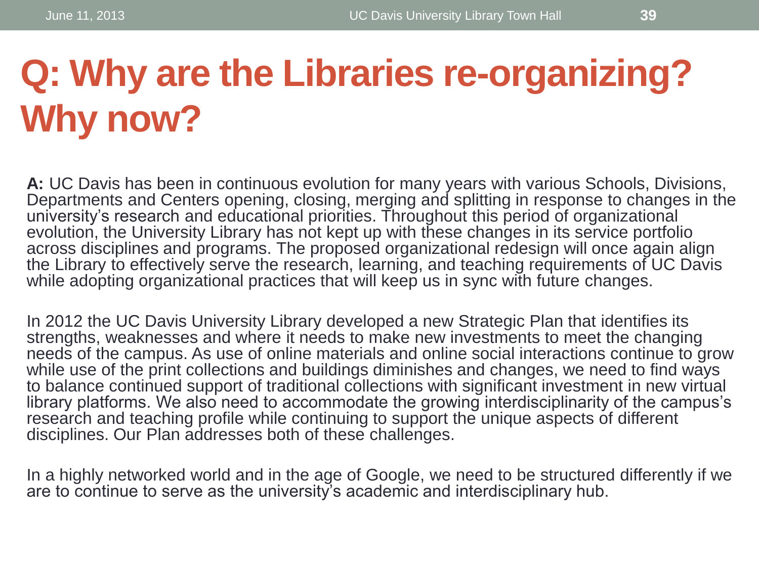# Q: Why are the Libraries re-organizing? Why now?

**A:** UC Davis has been in continuous evolution for many years with various Schools, Divisions, Departments and Centers opening, closing, merging and splitting in response to changes in the university's research and educational priorities. Throughout this period of organizational evolution, the University Library has not kept up with these changes in its service portfolio across disciplines and programs. The proposed organizational redesign will once again align the Library to effectively serve the research, learning, and teaching requirements of UC Davis while adopting organizational practices that will keep us in sync with future changes.

In 2012 the UC Davis University Library developed a new Strategic Plan that identifies its strengths, weaknesses and where it needs to make new investments to meet the changing needs of the campus. As use of online materials and online social interactions continue to grow while use of the print collections and buildings diminishes and changes, we need to find ways to balance continued support of traditional collections with significant investment in new virtual library platforms. We also need to accommodate the growing interdisciplinarity of the campus's research and teaching profile while continuing to support the unique aspects of different disciplines. Our Plan addresses both of these challenges.

In a highly networked world and in the age of Google, we need to be structured differently if we are to continue to serve as the university's academic and interdisciplinary hub.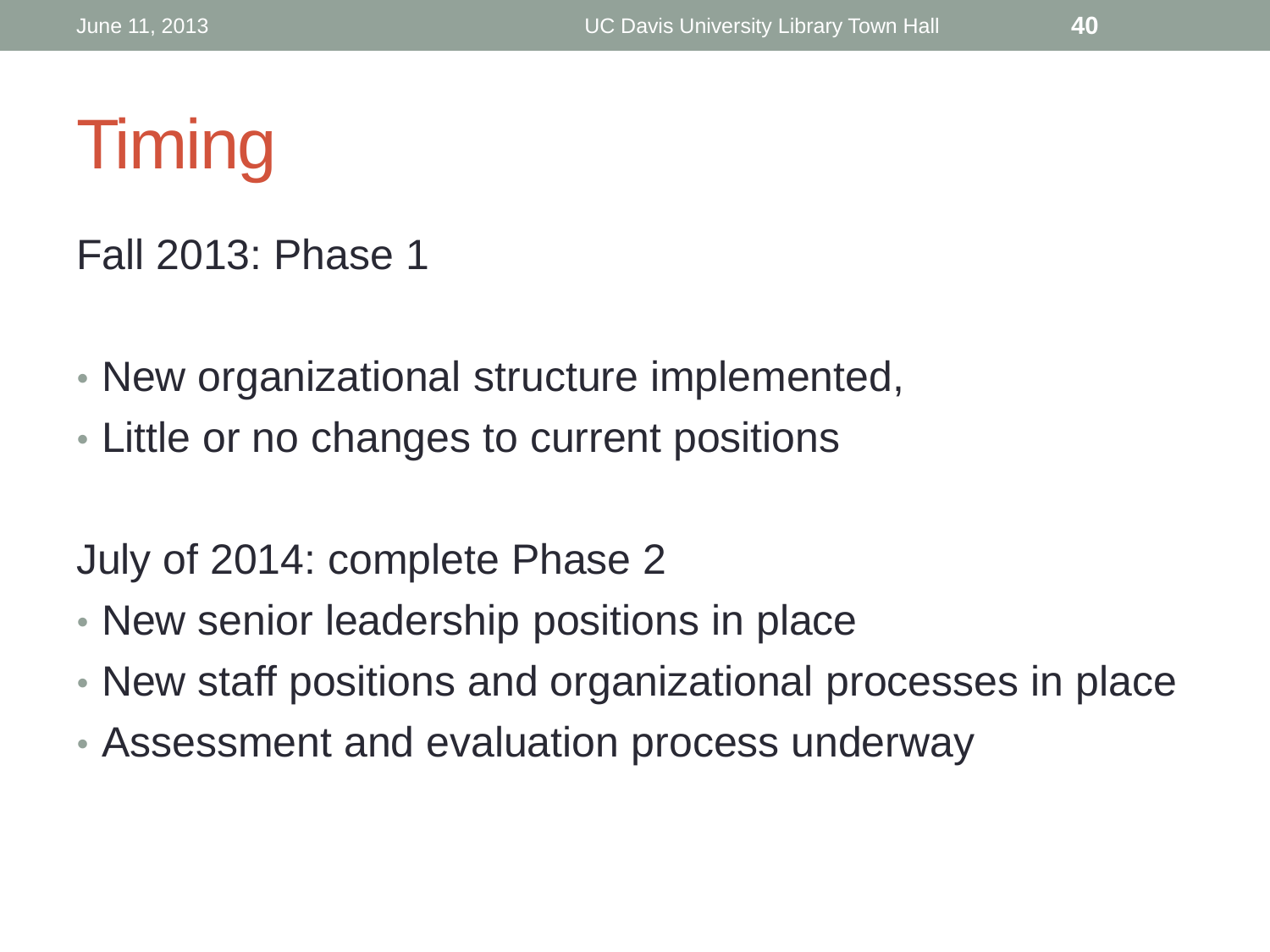# Timing

Fall 2013: Phase 1

- New organizational structure implemented,
- Little or no changes to current positions

July of 2014: complete Phase 2

- New senior leadership positions in place
- New staff positions and organizational processes in place
- Assessment and evaluation process underway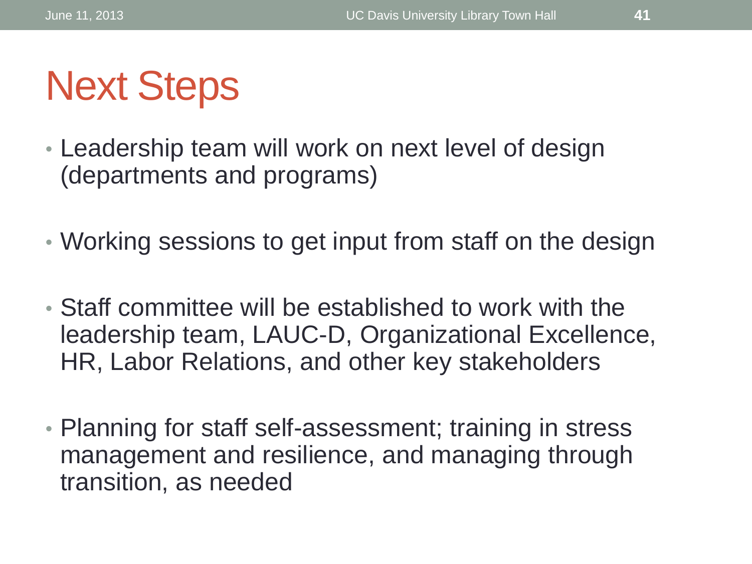# Next Steps

- Leadership team will work on next level of design (departments and programs)
- Working sessions to get input from staff on the design
- Staff committee will be established to work with the leadership team, LAUC-D, Organizational Excellence, HR, Labor Relations, and other key stakeholders
- Planning for staff self-assessment; training in stress management and resilience, and managing through transition, as needed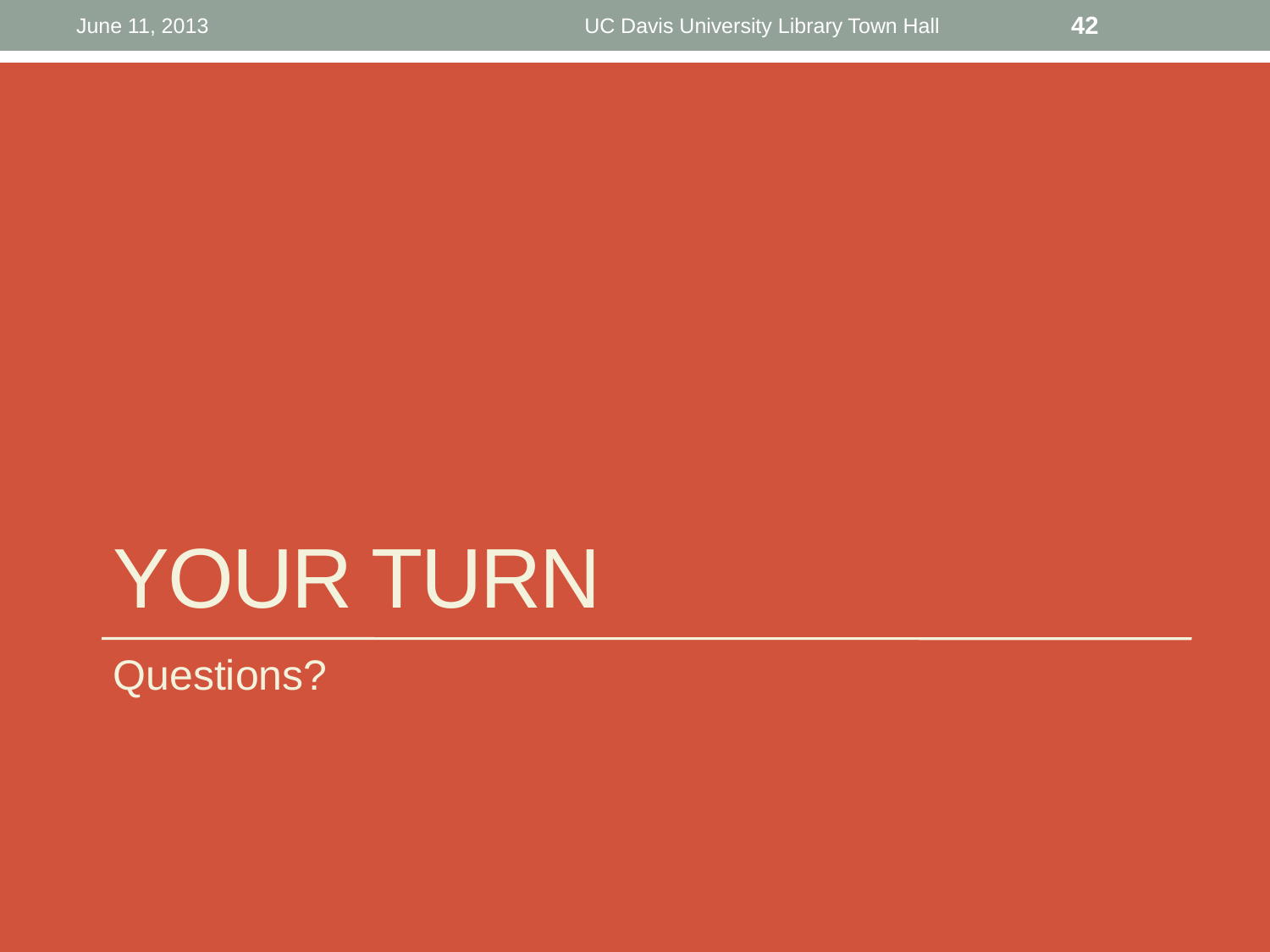# YOUR TURN

Questions?